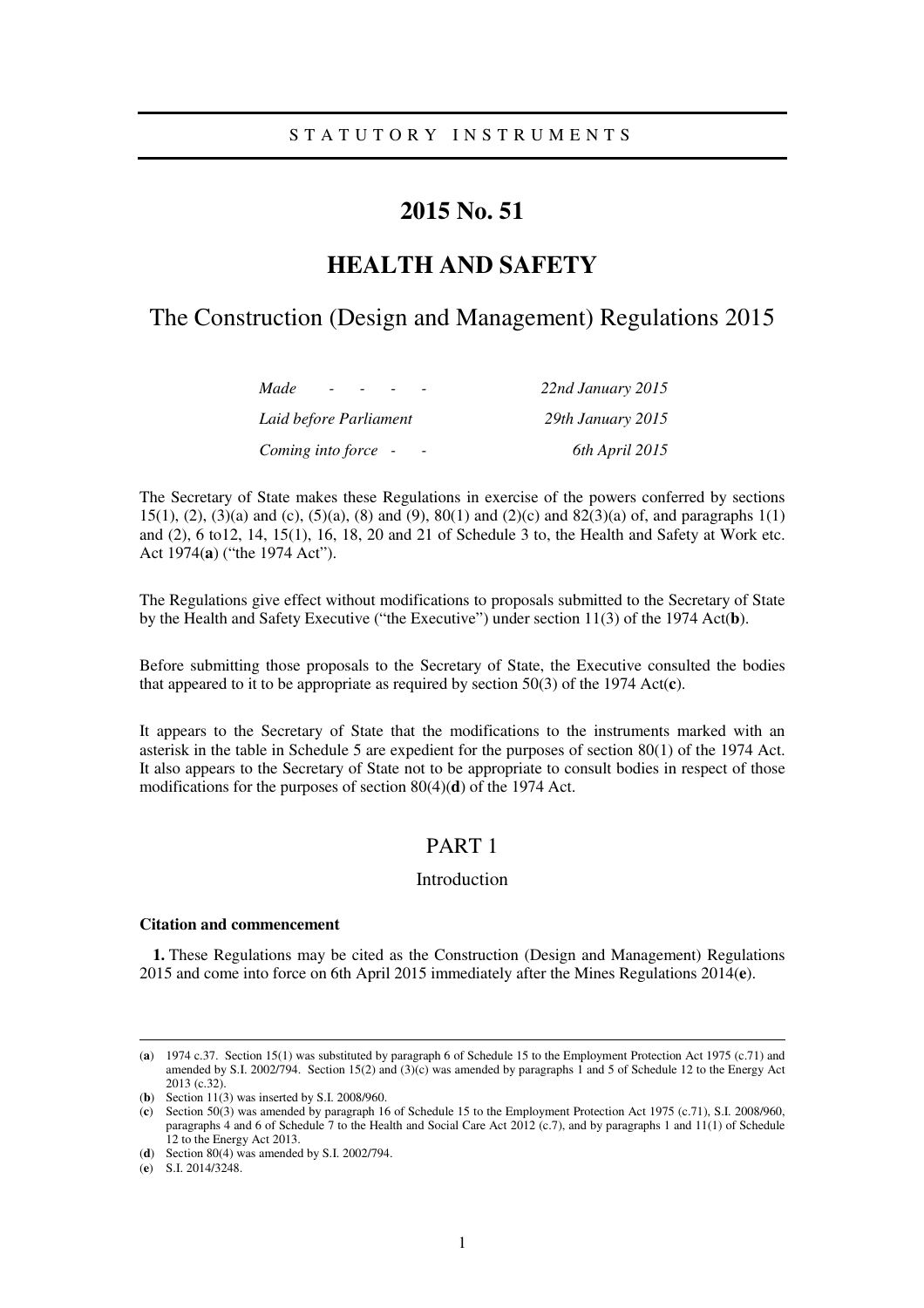STATUTORY INSTRUMENTS

# 2015 No. 51

# HEALTH AND SAFETY

## The Construction (Design and Management) Regulations 2015

| | |
|---|---|
| *Made - - - -* | *22nd January 2015* |
| *Laid before Parliament* | *29th January 2015* |
| *Coming into force - -* | *6th April 2015* |

The Secretary of State makes these Regulations in exercise of the powers conferred by sections 15(1), (2), (3)(a) and (c), (5)(a), (8) and (9), 80(1) and (2)(c) and 82(3)(a) of, and paragraphs 1(1) and (2), 6 to12, 14, 15(1), 16, 18, 20 and 21 of Schedule 3 to, the Health and Safety at Work etc. Act 1974(**a**) ("the 1974 Act").

The Regulations give effect without modifications to proposals submitted to the Secretary of State by the Health and Safety Executive ("the Executive") under section 11(3) of the 1974 Act(**b**).

Before submitting those proposals to the Secretary of State, the Executive consulted the bodies that appeared to it to be appropriate as required by section 50(3) of the 1974 Act(**c**).

It appears to the Secretary of State that the modifications to the instruments marked with an asterisk in the table in Schedule 5 are expedient for the purposes of section 80(1) of the 1974 Act. It also appears to the Secretary of State not to be appropriate to consult bodies in respect of those modifications for the purposes of section 80(4)(**d**) of the 1974 Act.

## PART 1

### Introduction

**Citation and commencement**

**1.** These Regulations may be cited as the Construction (Design and Management) Regulations 2015 and come into force on 6th April 2015 immediately after the Mines Regulations 2014(**e**).

---

(**a**) 1974 c.37. Section 15(1) was substituted by paragraph 6 of Schedule 15 to the Employment Protection Act 1975 (c.71) and amended by S.I. 2002/794. Section 15(2) and (3)(c) was amended by paragraphs 1 and 5 of Schedule 12 to the Energy Act 2013 (c.32).

(**b**) Section 11(3) was inserted by S.I. 2008/960.

(**c**) Section 50(3) was amended by paragraph 16 of Schedule 15 to the Employment Protection Act 1975 (c.71), S.I. 2008/960, paragraphs 4 and 6 of Schedule 7 to the Health and Social Care Act 2012 (c.7), and by paragraphs 1 and 11(1) of Schedule 12 to the Energy Act 2013.

(**d**) Section 80(4) was amended by S.I. 2002/794.

(**e**) S.I. 2014/3248.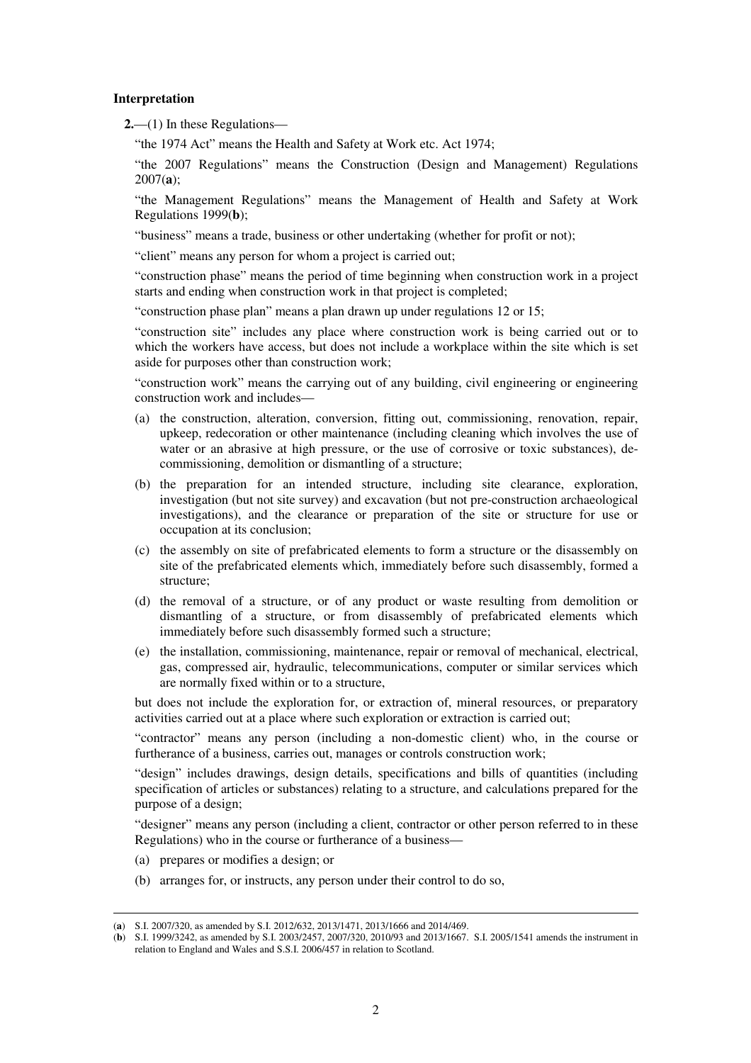**Interpretation**

**2.**—(1) In these Regulations—

"the 1974 Act" means the Health and Safety at Work etc. Act 1974;

"the 2007 Regulations" means the Construction (Design and Management) Regulations 2007(**a**);

"the Management Regulations" means the Management of Health and Safety at Work Regulations 1999(**b**);

"business" means a trade, business or other undertaking (whether for profit or not);

"client" means any person for whom a project is carried out;

"construction phase" means the period of time beginning when construction work in a project starts and ending when construction work in that project is completed;

"construction phase plan" means a plan drawn up under regulations 12 or 15;

"construction site" includes any place where construction work is being carried out or to which the workers have access, but does not include a workplace within the site which is set aside for purposes other than construction work;

"construction work" means the carrying out of any building, civil engineering or engineering construction work and includes—

(a) the construction, alteration, conversion, fitting out, commissioning, renovation, repair, upkeep, redecoration or other maintenance (including cleaning which involves the use of water or an abrasive at high pressure, or the use of corrosive or toxic substances), de-commissioning, demolition or dismantling of a structure;

(b) the preparation for an intended structure, including site clearance, exploration, investigation (but not site survey) and excavation (but not pre-construction archaeological investigations), and the clearance or preparation of the site or structure for use or occupation at its conclusion;

(c) the assembly on site of prefabricated elements to form a structure or the disassembly on site of the prefabricated elements which, immediately before such disassembly, formed a structure;

(d) the removal of a structure, or of any product or waste resulting from demolition or dismantling of a structure, or from disassembly of prefabricated elements which immediately before such disassembly formed such a structure;

(e) the installation, commissioning, maintenance, repair or removal of mechanical, electrical, gas, compressed air, hydraulic, telecommunications, computer or similar services which are normally fixed within or to a structure,

but does not include the exploration for, or extraction of, mineral resources, or preparatory activities carried out at a place where such exploration or extraction is carried out;

"contractor" means any person (including a non-domestic client) who, in the course or furtherance of a business, carries out, manages or controls construction work;

"design" includes drawings, design details, specifications and bills of quantities (including specification of articles or substances) relating to a structure, and calculations prepared for the purpose of a design;

"designer" means any person (including a client, contractor or other person referred to in these Regulations) who in the course or furtherance of a business—

(a) prepares or modifies a design; or

(b) arranges for, or instructs, any person under their control to do so,

---

(**a**) S.I. 2007/320, as amended by S.I. 2012/632, 2013/1471, 2013/1666 and 2014/469.

(**b**) S.I. 1999/3242, as amended by S.I. 2003/2457, 2007/320, 2010/93 and 2013/1667. S.I. 2005/1541 amends the instrument in relation to England and Wales and S.S.I. 2006/457 in relation to Scotland.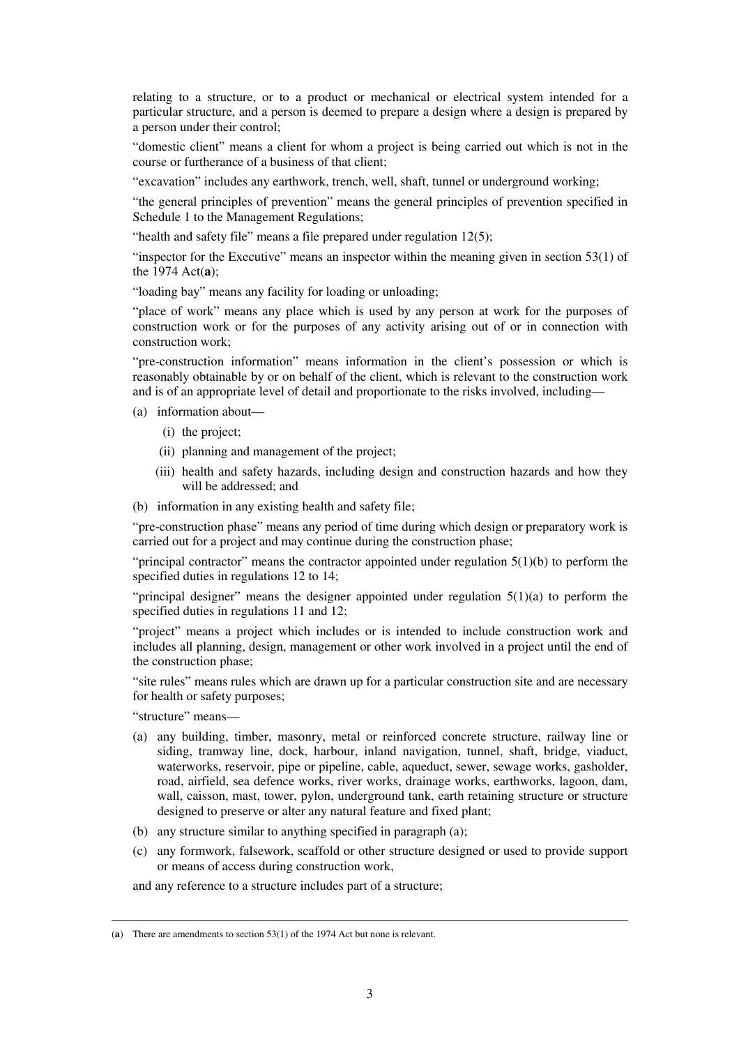relating to a structure, or to a product or mechanical or electrical system intended for a particular structure, and a person is deemed to prepare a design where a design is prepared by a person under their control;

“domestic client” means a client for whom a project is being carried out which is not in the course or furtherance of a business of that client;

“excavation” includes any earthwork, trench, well, shaft, tunnel or underground working;

“the general principles of prevention” means the general principles of prevention specified in Schedule 1 to the Management Regulations;

“health and safety file” means a file prepared under regulation 12(5);

“inspector for the Executive” means an inspector within the meaning given in section 53(1) of the 1974 Act(**a**);

“loading bay” means any facility for loading or unloading;

“place of work” means any place which is used by any person at work for the purposes of construction work or for the purposes of any activity arising out of or in connection with construction work;

“pre-construction information” means information in the client’s possession or which is reasonably obtainable by or on behalf of the client, which is relevant to the construction work and is of an appropriate level of detail and proportionate to the risks involved, including—

(a) information about—

  (i) the project;

  (ii) planning and management of the project;

  (iii) health and safety hazards, including design and construction hazards and how they will be addressed; and

(b) information in any existing health and safety file;

“pre-construction phase” means any period of time during which design or preparatory work is carried out for a project and may continue during the construction phase;

“principal contractor” means the contractor appointed under regulation 5(1)(b) to perform the specified duties in regulations 12 to 14;

“principal designer” means the designer appointed under regulation 5(1)(a) to perform the specified duties in regulations 11 and 12;

“project” means a project which includes or is intended to include construction work and includes all planning, design, management or other work involved in a project until the end of the construction phase;

“site rules” means rules which are drawn up for a particular construction site and are necessary for health or safety purposes;

“structure” means—

(a) any building, timber, masonry, metal or reinforced concrete structure, railway line or siding, tramway line, dock, harbour, inland navigation, tunnel, shaft, bridge, viaduct, waterworks, reservoir, pipe or pipeline, cable, aqueduct, sewer, sewage works, gasholder, road, airfield, sea defence works, river works, drainage works, earthworks, lagoon, dam, wall, caisson, mast, tower, pylon, underground tank, earth retaining structure or structure designed to preserve or alter any natural feature and fixed plant;

(b) any structure similar to anything specified in paragraph (a);

(c) any formwork, falsework, scaffold or other structure designed or used to provide support or means of access during construction work,

and any reference to a structure includes part of a structure;

---

(**a**) There are amendments to section 53(1) of the 1974 Act but none is relevant.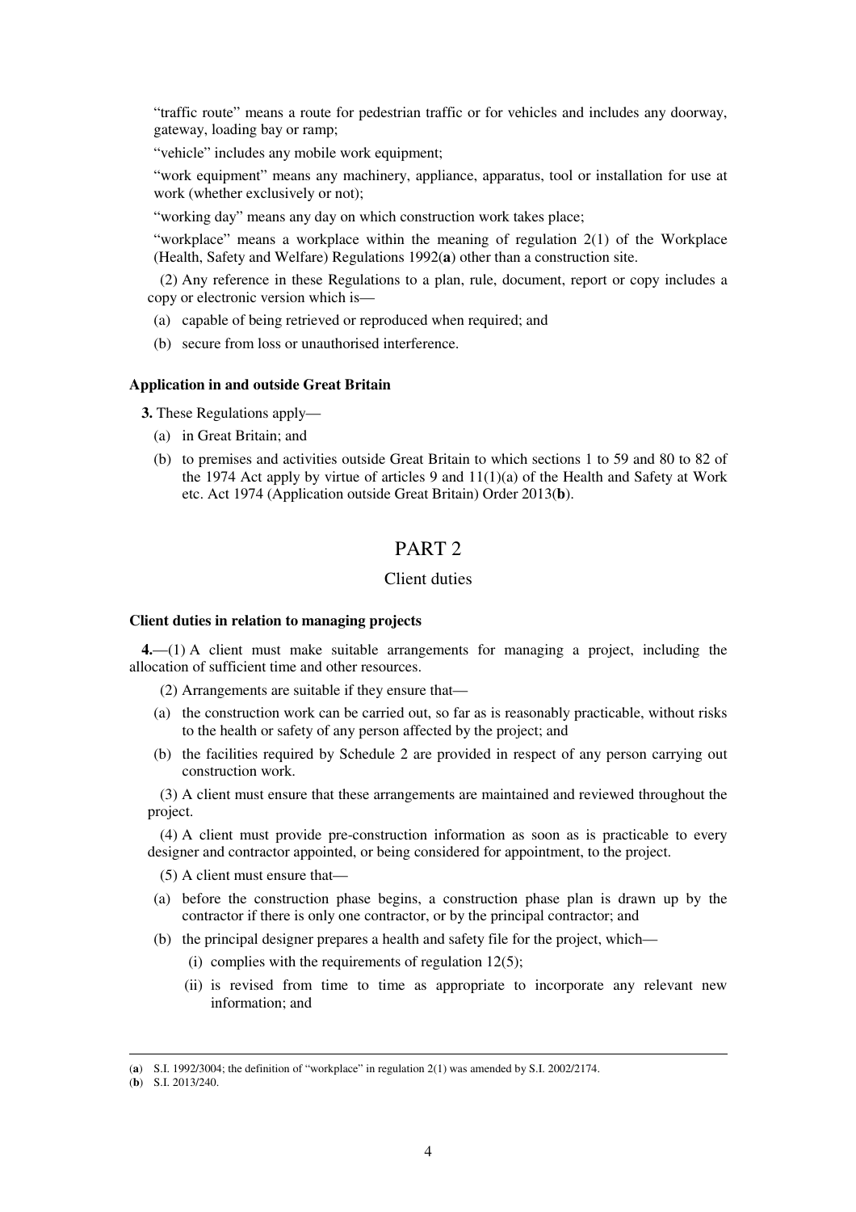"traffic route" means a route for pedestrian traffic or for vehicles and includes any doorway, gateway, loading bay or ramp;

"vehicle" includes any mobile work equipment;

"work equipment" means any machinery, appliance, apparatus, tool or installation for use at work (whether exclusively or not);

"working day" means any day on which construction work takes place;

"workplace" means a workplace within the meaning of regulation 2(1) of the Workplace (Health, Safety and Welfare) Regulations 1992(**a**) other than a construction site.

(2) Any reference in these Regulations to a plan, rule, document, report or copy includes a copy or electronic version which is—

(a) capable of being retrieved or reproduced when required; and

(b) secure from loss or unauthorised interference.

**Application in and outside Great Britain**

**3.** These Regulations apply—

(a) in Great Britain; and

(b) to premises and activities outside Great Britain to which sections 1 to 59 and 80 to 82 of the 1974 Act apply by virtue of articles 9 and 11(1)(a) of the Health and Safety at Work etc. Act 1974 (Application outside Great Britain) Order 2013(**b**).

## PART 2

### Client duties

**Client duties in relation to managing projects**

**4.**—(1) A client must make suitable arrangements for managing a project, including the allocation of sufficient time and other resources.

(2) Arrangements are suitable if they ensure that—

(a) the construction work can be carried out, so far as is reasonably practicable, without risks to the health or safety of any person affected by the project; and

(b) the facilities required by Schedule 2 are provided in respect of any person carrying out construction work.

(3) A client must ensure that these arrangements are maintained and reviewed throughout the project.

(4) A client must provide pre-construction information as soon as is practicable to every designer and contractor appointed, or being considered for appointment, to the project.

(5) A client must ensure that—

(a) before the construction phase begins, a construction phase plan is drawn up by the contractor if there is only one contractor, or by the principal contractor; and

(b) the principal designer prepares a health and safety file for the project, which—

(i) complies with the requirements of regulation 12(5);

(ii) is revised from time to time as appropriate to incorporate any relevant new information; and

---

(**a**) S.I. 1992/3004; the definition of "workplace" in regulation 2(1) was amended by S.I. 2002/2174.

(**b**) S.I. 2013/240.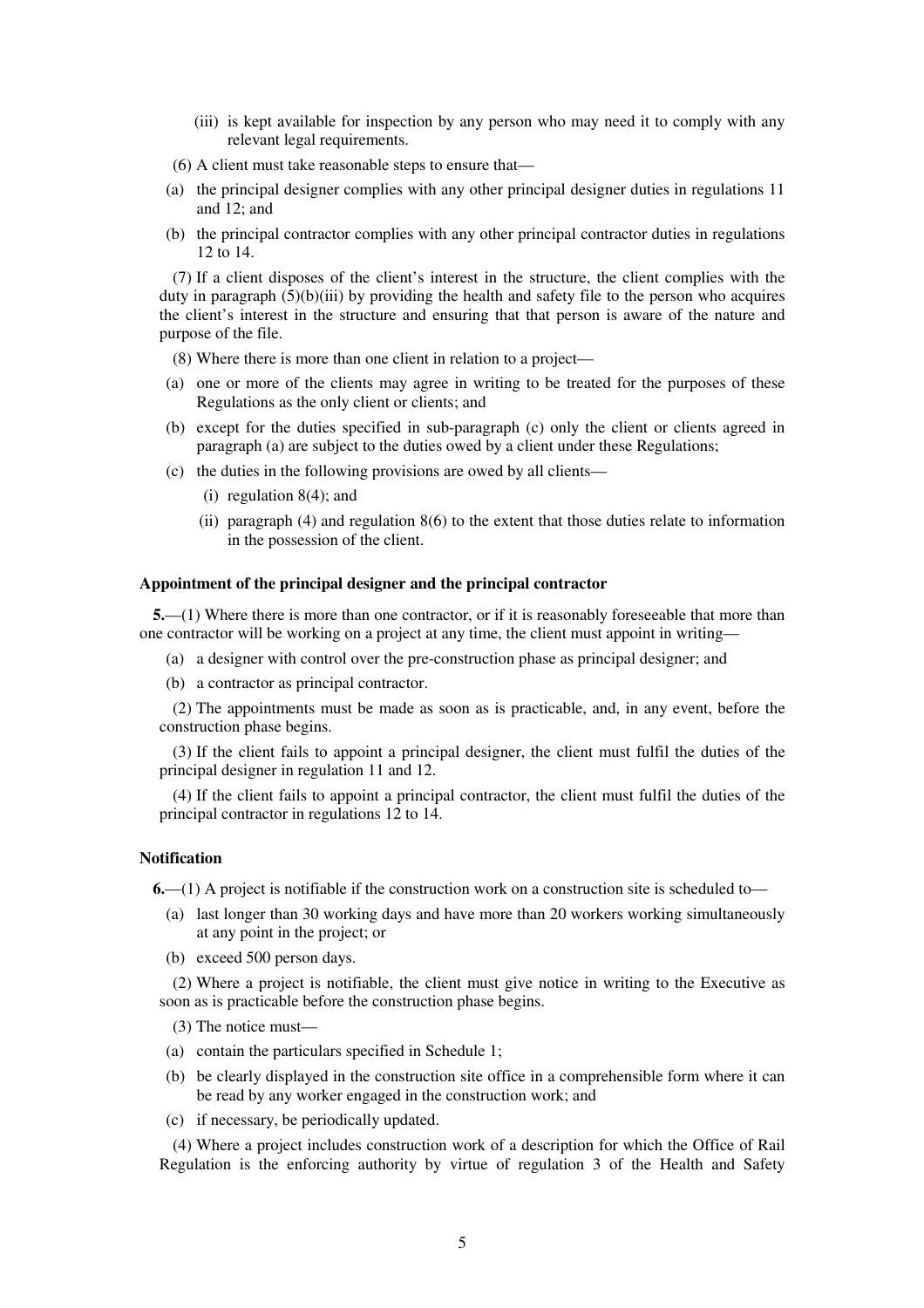(iii) is kept available for inspection by any person who may need it to comply with any relevant legal requirements.

(6) A client must take reasonable steps to ensure that—

(a) the principal designer complies with any other principal designer duties in regulations 11 and 12; and

(b) the principal contractor complies with any other principal contractor duties in regulations 12 to 14.

(7) If a client disposes of the client's interest in the structure, the client complies with the duty in paragraph (5)(b)(iii) by providing the health and safety file to the person who acquires the client's interest in the structure and ensuring that that person is aware of the nature and purpose of the file.

(8) Where there is more than one client in relation to a project—

(a) one or more of the clients may agree in writing to be treated for the purposes of these Regulations as the only client or clients; and

(b) except for the duties specified in sub-paragraph (c) only the client or clients agreed in paragraph (a) are subject to the duties owed by a client under these Regulations;

(c) the duties in the following provisions are owed by all clients—

(i) regulation 8(4); and

(ii) paragraph (4) and regulation 8(6) to the extent that those duties relate to information in the possession of the client.

**Appointment of the principal designer and the principal contractor**

**5.**—(1) Where there is more than one contractor, or if it is reasonably foreseeable that more than one contractor will be working on a project at any time, the client must appoint in writing—

(a) a designer with control over the pre-construction phase as principal designer; and

(b) a contractor as principal contractor.

(2) The appointments must be made as soon as is practicable, and, in any event, before the construction phase begins.

(3) If the client fails to appoint a principal designer, the client must fulfil the duties of the principal designer in regulation 11 and 12.

(4) If the client fails to appoint a principal contractor, the client must fulfil the duties of the principal contractor in regulations 12 to 14.

**Notification**

**6.**—(1) A project is notifiable if the construction work on a construction site is scheduled to—

(a) last longer than 30 working days and have more than 20 workers working simultaneously at any point in the project; or

(b) exceed 500 person days.

(2) Where a project is notifiable, the client must give notice in writing to the Executive as soon as is practicable before the construction phase begins.

(3) The notice must—

(a) contain the particulars specified in Schedule 1;

(b) be clearly displayed in the construction site office in a comprehensible form where it can be read by any worker engaged in the construction work; and

(c) if necessary, be periodically updated.

(4) Where a project includes construction work of a description for which the Office of Rail Regulation is the enforcing authority by virtue of regulation 3 of the Health and Safety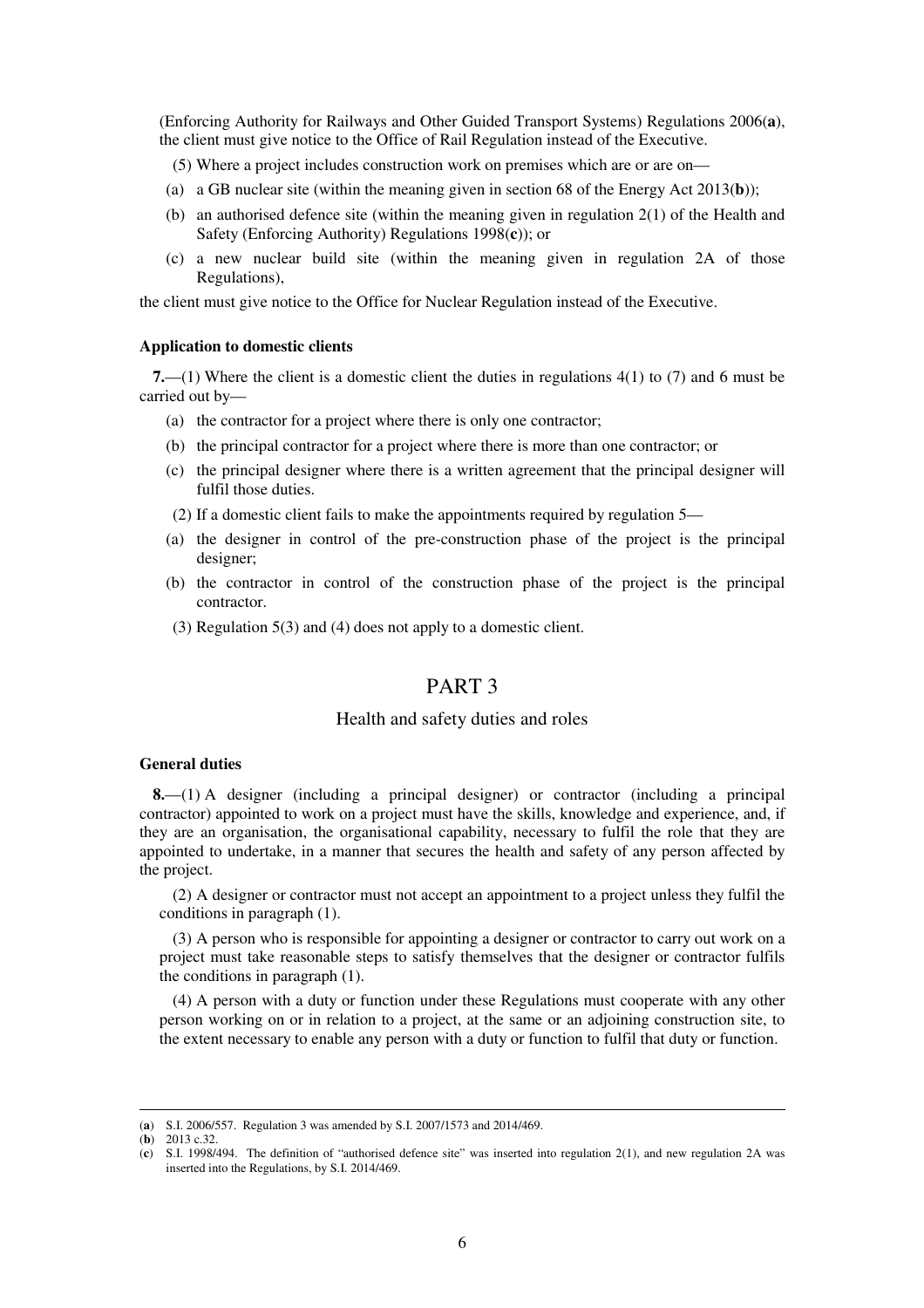(Enforcing Authority for Railways and Other Guided Transport Systems) Regulations 2006(**a**), the client must give notice to the Office of Rail Regulation instead of the Executive.

(5) Where a project includes construction work on premises which are or are on—

(a) a GB nuclear site (within the meaning given in section 68 of the Energy Act 2013(**b**));

(b) an authorised defence site (within the meaning given in regulation 2(1) of the Health and Safety (Enforcing Authority) Regulations 1998(**c**)); or

(c) a new nuclear build site (within the meaning given in regulation 2A of those Regulations),

the client must give notice to the Office for Nuclear Regulation instead of the Executive.

**Application to domestic clients**

**7.**—(1) Where the client is a domestic client the duties in regulations 4(1) to (7) and 6 must be carried out by—

(a) the contractor for a project where there is only one contractor;

(b) the principal contractor for a project where there is more than one contractor; or

(c) the principal designer where there is a written agreement that the principal designer will fulfil those duties.

(2) If a domestic client fails to make the appointments required by regulation 5—

(a) the designer in control of the pre-construction phase of the project is the principal designer;

(b) the contractor in control of the construction phase of the project is the principal contractor.

(3) Regulation 5(3) and (4) does not apply to a domestic client.

# PART 3

## Health and safety duties and roles

**General duties**

**8.**—(1) A designer (including a principal designer) or contractor (including a principal contractor) appointed to work on a project must have the skills, knowledge and experience, and, if they are an organisation, the organisational capability, necessary to fulfil the role that they are appointed to undertake, in a manner that secures the health and safety of any person affected by the project.

(2) A designer or contractor must not accept an appointment to a project unless they fulfil the conditions in paragraph (1).

(3) A person who is responsible for appointing a designer or contractor to carry out work on a project must take reasonable steps to satisfy themselves that the designer or contractor fulfils the conditions in paragraph (1).

(4) A person with a duty or function under these Regulations must cooperate with any other person working on or in relation to a project, at the same or an adjoining construction site, to the extent necessary to enable any person with a duty or function to fulfil that duty or function.

---

(**a**) S.I. 2006/557. Regulation 3 was amended by S.I. 2007/1573 and 2014/469.

(**b**) 2013 c.32.

(**c**) S.I. 1998/494. The definition of "authorised defence site" was inserted into regulation 2(1), and new regulation 2A was inserted into the Regulations, by S.I. 2014/469.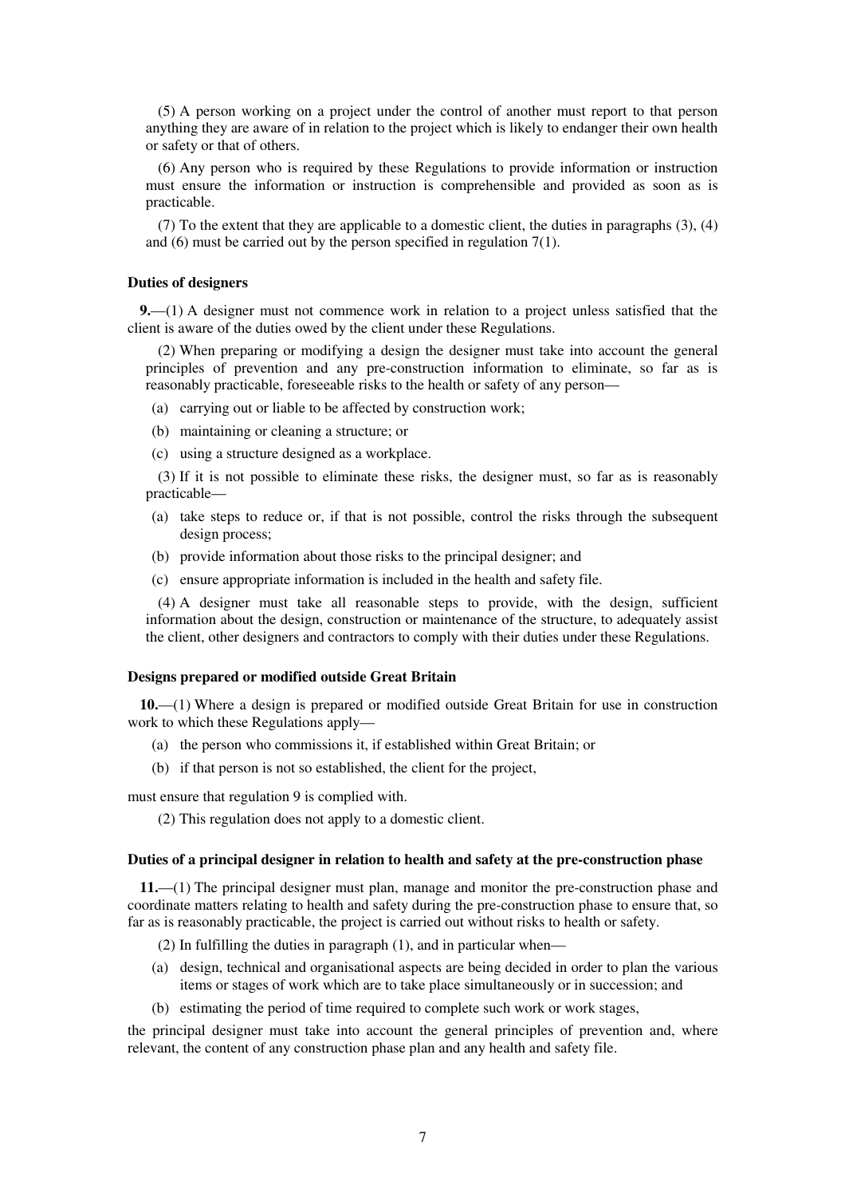(5) A person working on a project under the control of another must report to that person anything they are aware of in relation to the project which is likely to endanger their own health or safety or that of others.

(6) Any person who is required by these Regulations to provide information or instruction must ensure the information or instruction is comprehensible and provided as soon as is practicable.

(7) To the extent that they are applicable to a domestic client, the duties in paragraphs (3), (4) and (6) must be carried out by the person specified in regulation 7(1).

### Duties of designers

**9.**—(1) A designer must not commence work in relation to a project unless satisfied that the client is aware of the duties owed by the client under these Regulations.

(2) When preparing or modifying a design the designer must take into account the general principles of prevention and any pre-construction information to eliminate, so far as is reasonably practicable, foreseeable risks to the health or safety of any person—

(a) carrying out or liable to be affected by construction work;

(b) maintaining or cleaning a structure; or

(c) using a structure designed as a workplace.

(3) If it is not possible to eliminate these risks, the designer must, so far as is reasonably practicable—

(a) take steps to reduce or, if that is not possible, control the risks through the subsequent design process;

(b) provide information about those risks to the principal designer; and

(c) ensure appropriate information is included in the health and safety file.

(4) A designer must take all reasonable steps to provide, with the design, sufficient information about the design, construction or maintenance of the structure, to adequately assist the client, other designers and contractors to comply with their duties under these Regulations.

### Designs prepared or modified outside Great Britain

**10.**—(1) Where a design is prepared or modified outside Great Britain for use in construction work to which these Regulations apply—

(a) the person who commissions it, if established within Great Britain; or

(b) if that person is not so established, the client for the project,

must ensure that regulation 9 is complied with.

(2) This regulation does not apply to a domestic client.

### Duties of a principal designer in relation to health and safety at the pre-construction phase

**11.**—(1) The principal designer must plan, manage and monitor the pre-construction phase and coordinate matters relating to health and safety during the pre-construction phase to ensure that, so far as is reasonably practicable, the project is carried out without risks to health or safety.

(2) In fulfilling the duties in paragraph (1), and in particular when—

(a) design, technical and organisational aspects are being decided in order to plan the various items or stages of work which are to take place simultaneously or in succession; and

(b) estimating the period of time required to complete such work or work stages,

the principal designer must take into account the general principles of prevention and, where relevant, the content of any construction phase plan and any health and safety file.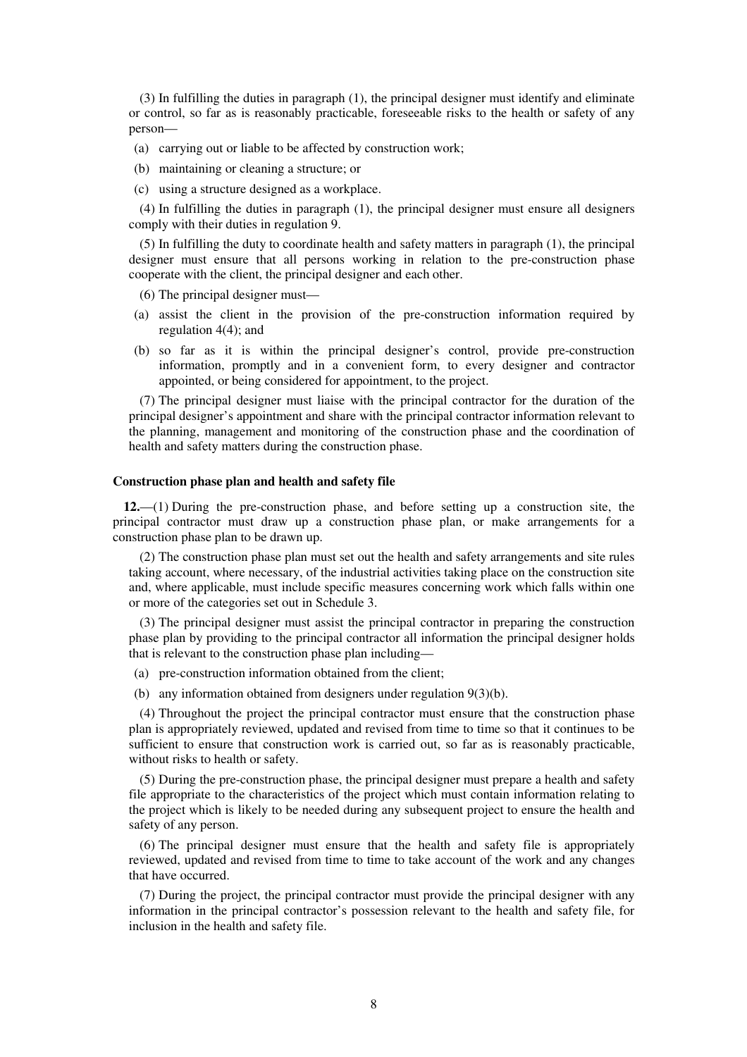(3) In fulfilling the duties in paragraph (1), the principal designer must identify and eliminate or control, so far as is reasonably practicable, foreseeable risks to the health or safety of any person—

(a) carrying out or liable to be affected by construction work;

(b) maintaining or cleaning a structure; or

(c) using a structure designed as a workplace.

(4) In fulfilling the duties in paragraph (1), the principal designer must ensure all designers comply with their duties in regulation 9.

(5) In fulfilling the duty to coordinate health and safety matters in paragraph (1), the principal designer must ensure that all persons working in relation to the pre-construction phase cooperate with the client, the principal designer and each other.

(6) The principal designer must—

(a) assist the client in the provision of the pre-construction information required by regulation 4(4); and

(b) so far as it is within the principal designer's control, provide pre-construction information, promptly and in a convenient form, to every designer and contractor appointed, or being considered for appointment, to the project.

(7) The principal designer must liaise with the principal contractor for the duration of the principal designer's appointment and share with the principal contractor information relevant to the planning, management and monitoring of the construction phase and the coordination of health and safety matters during the construction phase.

**Construction phase plan and health and safety file**

**12.**—(1) During the pre-construction phase, and before setting up a construction site, the principal contractor must draw up a construction phase plan, or make arrangements for a construction phase plan to be drawn up.

(2) The construction phase plan must set out the health and safety arrangements and site rules taking account, where necessary, of the industrial activities taking place on the construction site and, where applicable, must include specific measures concerning work which falls within one or more of the categories set out in Schedule 3.

(3) The principal designer must assist the principal contractor in preparing the construction phase plan by providing to the principal contractor all information the principal designer holds that is relevant to the construction phase plan including—

(a) pre-construction information obtained from the client;

(b) any information obtained from designers under regulation 9(3)(b).

(4) Throughout the project the principal contractor must ensure that the construction phase plan is appropriately reviewed, updated and revised from time to time so that it continues to be sufficient to ensure that construction work is carried out, so far as is reasonably practicable, without risks to health or safety.

(5) During the pre-construction phase, the principal designer must prepare a health and safety file appropriate to the characteristics of the project which must contain information relating to the project which is likely to be needed during any subsequent project to ensure the health and safety of any person.

(6) The principal designer must ensure that the health and safety file is appropriately reviewed, updated and revised from time to time to take account of the work and any changes that have occurred.

(7) During the project, the principal contractor must provide the principal designer with any information in the principal contractor's possession relevant to the health and safety file, for inclusion in the health and safety file.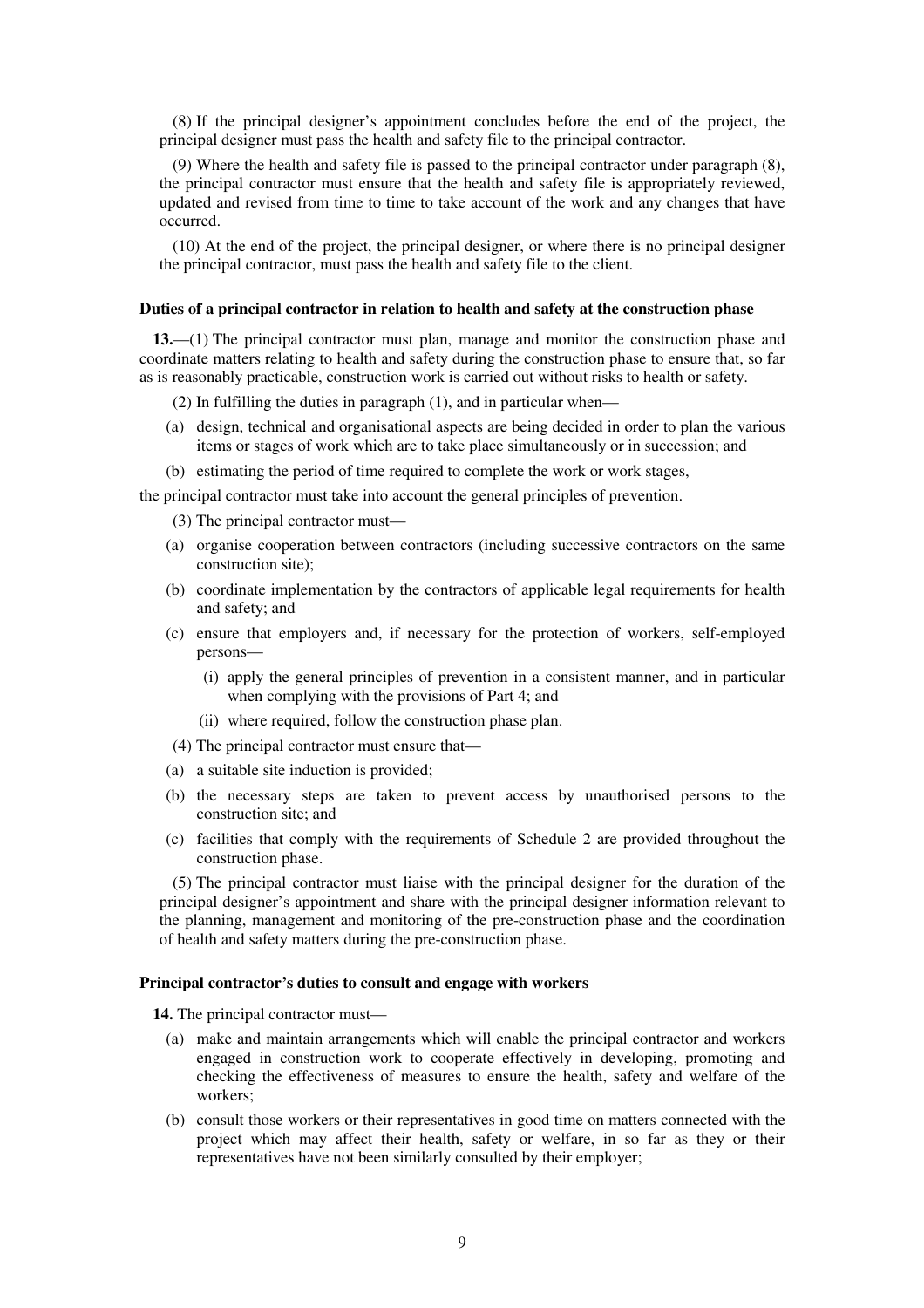(8) If the principal designer's appointment concludes before the end of the project, the principal designer must pass the health and safety file to the principal contractor.

(9) Where the health and safety file is passed to the principal contractor under paragraph (8), the principal contractor must ensure that the health and safety file is appropriately reviewed, updated and revised from time to time to take account of the work and any changes that have occurred.

(10) At the end of the project, the principal designer, or where there is no principal designer the principal contractor, must pass the health and safety file to the client.

**Duties of a principal contractor in relation to health and safety at the construction phase**

**13.**—(1) The principal contractor must plan, manage and monitor the construction phase and coordinate matters relating to health and safety during the construction phase to ensure that, so far as is reasonably practicable, construction work is carried out without risks to health or safety.

(2) In fulfilling the duties in paragraph (1), and in particular when—

(a) design, technical and organisational aspects are being decided in order to plan the various items or stages of work which are to take place simultaneously or in succession; and

(b) estimating the period of time required to complete the work or work stages,

the principal contractor must take into account the general principles of prevention.

(3) The principal contractor must—

(a) organise cooperation between contractors (including successive contractors on the same construction site);

(b) coordinate implementation by the contractors of applicable legal requirements for health and safety; and

(c) ensure that employers and, if necessary for the protection of workers, self-employed persons—

(i) apply the general principles of prevention in a consistent manner, and in particular when complying with the provisions of Part 4; and

(ii) where required, follow the construction phase plan.

(4) The principal contractor must ensure that—

(a) a suitable site induction is provided;

(b) the necessary steps are taken to prevent access by unauthorised persons to the construction site; and

(c) facilities that comply with the requirements of Schedule 2 are provided throughout the construction phase.

(5) The principal contractor must liaise with the principal designer for the duration of the principal designer's appointment and share with the principal designer information relevant to the planning, management and monitoring of the pre-construction phase and the coordination of health and safety matters during the pre-construction phase.

**Principal contractor's duties to consult and engage with workers**

**14.** The principal contractor must—

(a) make and maintain arrangements which will enable the principal contractor and workers engaged in construction work to cooperate effectively in developing, promoting and checking the effectiveness of measures to ensure the health, safety and welfare of the workers;

(b) consult those workers or their representatives in good time on matters connected with the project which may affect their health, safety or welfare, in so far as they or their representatives have not been similarly consulted by their employer;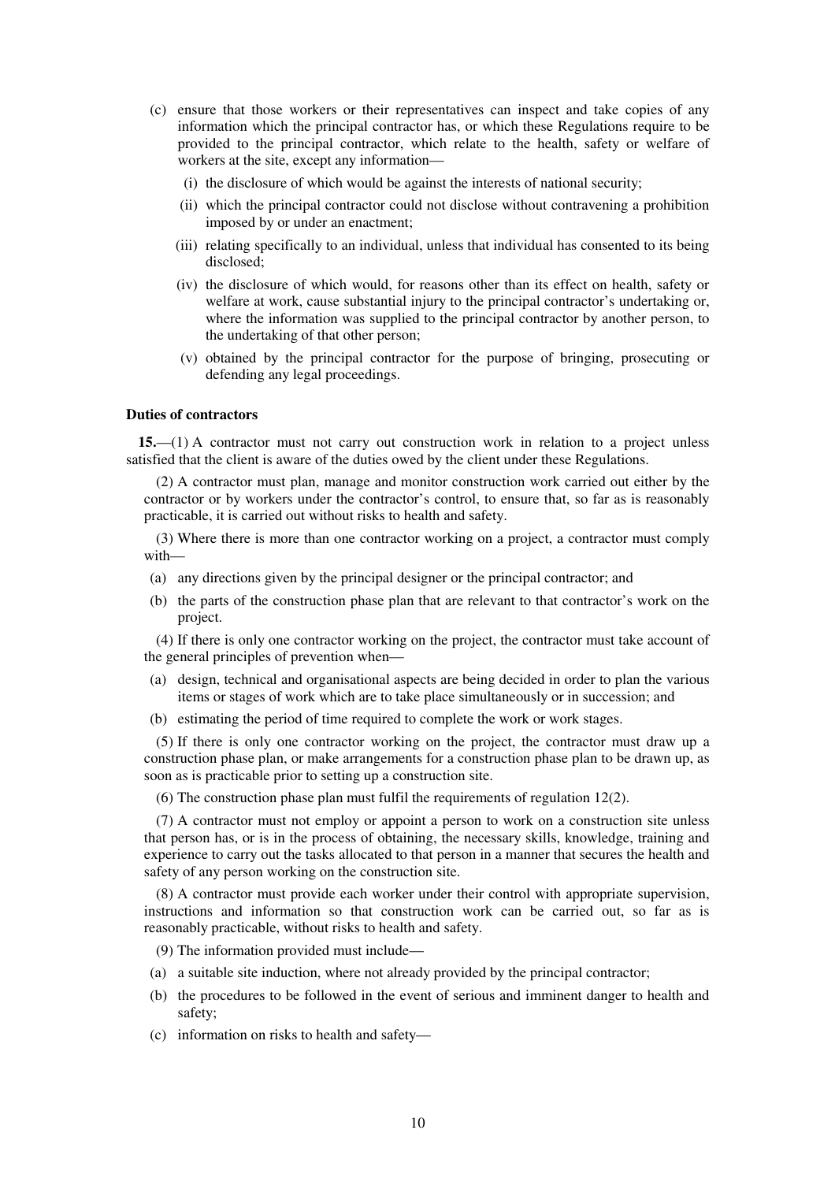(c) ensure that those workers or their representatives can inspect and take copies of any information which the principal contractor has, or which these Regulations require to be provided to the principal contractor, which relate to the health, safety or welfare of workers at the site, except any information—

(i) the disclosure of which would be against the interests of national security;

(ii) which the principal contractor could not disclose without contravening a prohibition imposed by or under an enactment;

(iii) relating specifically to an individual, unless that individual has consented to its being disclosed;

(iv) the disclosure of which would, for reasons other than its effect on health, safety or welfare at work, cause substantial injury to the principal contractor's undertaking or, where the information was supplied to the principal contractor by another person, to the undertaking of that other person;

(v) obtained by the principal contractor for the purpose of bringing, prosecuting or defending any legal proceedings.

**Duties of contractors**

**15.**—(1) A contractor must not carry out construction work in relation to a project unless satisfied that the client is aware of the duties owed by the client under these Regulations.

(2) A contractor must plan, manage and monitor construction work carried out either by the contractor or by workers under the contractor's control, to ensure that, so far as is reasonably practicable, it is carried out without risks to health and safety.

(3) Where there is more than one contractor working on a project, a contractor must comply with—

(a) any directions given by the principal designer or the principal contractor; and

(b) the parts of the construction phase plan that are relevant to that contractor's work on the project.

(4) If there is only one contractor working on the project, the contractor must take account of the general principles of prevention when—

(a) design, technical and organisational aspects are being decided in order to plan the various items or stages of work which are to take place simultaneously or in succession; and

(b) estimating the period of time required to complete the work or work stages.

(5) If there is only one contractor working on the project, the contractor must draw up a construction phase plan, or make arrangements for a construction phase plan to be drawn up, as soon as is practicable prior to setting up a construction site.

(6) The construction phase plan must fulfil the requirements of regulation 12(2).

(7) A contractor must not employ or appoint a person to work on a construction site unless that person has, or is in the process of obtaining, the necessary skills, knowledge, training and experience to carry out the tasks allocated to that person in a manner that secures the health and safety of any person working on the construction site.

(8) A contractor must provide each worker under their control with appropriate supervision, instructions and information so that construction work can be carried out, so far as is reasonably practicable, without risks to health and safety.

(9) The information provided must include—

(a) a suitable site induction, where not already provided by the principal contractor;

(b) the procedures to be followed in the event of serious and imminent danger to health and safety;

(c) information on risks to health and safety—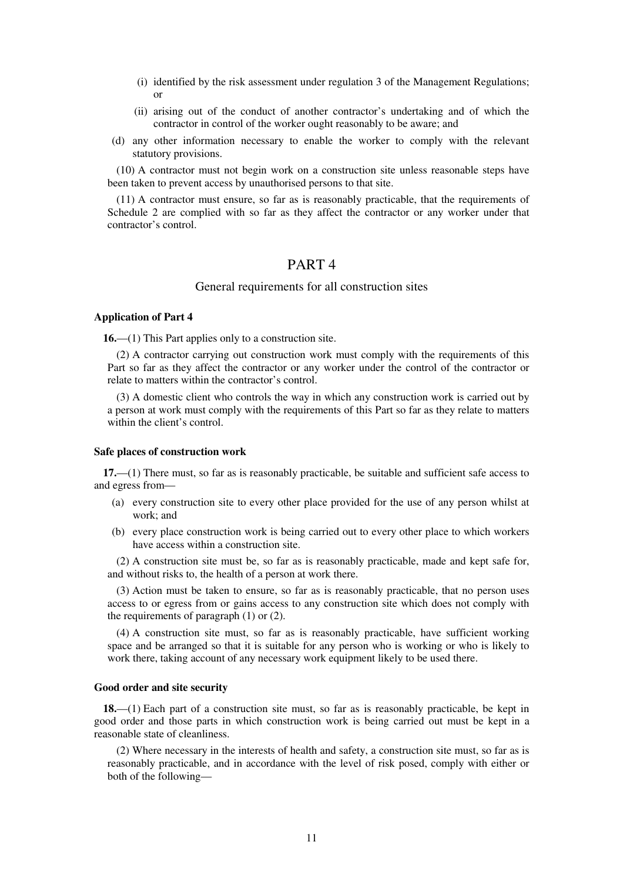(i) identified by the risk assessment under regulation 3 of the Management Regulations; or

(ii) arising out of the conduct of another contractor's undertaking and of which the contractor in control of the worker ought reasonably to be aware; and

(d) any other information necessary to enable the worker to comply with the relevant statutory provisions.

(10) A contractor must not begin work on a construction site unless reasonable steps have been taken to prevent access by unauthorised persons to that site.

(11) A contractor must ensure, so far as is reasonably practicable, that the requirements of Schedule 2 are complied with so far as they affect the contractor or any worker under that contractor's control.

# PART 4

## General requirements for all construction sites

### Application of Part 4

**16.**—(1) This Part applies only to a construction site.

(2) A contractor carrying out construction work must comply with the requirements of this Part so far as they affect the contractor or any worker under the control of the contractor or relate to matters within the contractor's control.

(3) A domestic client who controls the way in which any construction work is carried out by a person at work must comply with the requirements of this Part so far as they relate to matters within the client's control.

### Safe places of construction work

**17.**—(1) There must, so far as is reasonably practicable, be suitable and sufficient safe access to and egress from—

(a) every construction site to every other place provided for the use of any person whilst at work; and

(b) every place construction work is being carried out to every other place to which workers have access within a construction site.

(2) A construction site must be, so far as is reasonably practicable, made and kept safe for, and without risks to, the health of a person at work there.

(3) Action must be taken to ensure, so far as is reasonably practicable, that no person uses access to or egress from or gains access to any construction site which does not comply with the requirements of paragraph (1) or (2).

(4) A construction site must, so far as is reasonably practicable, have sufficient working space and be arranged so that it is suitable for any person who is working or who is likely to work there, taking account of any necessary work equipment likely to be used there.

### Good order and site security

**18.**—(1) Each part of a construction site must, so far as is reasonably practicable, be kept in good order and those parts in which construction work is being carried out must be kept in a reasonable state of cleanliness.

(2) Where necessary in the interests of health and safety, a construction site must, so far as is reasonably practicable, and in accordance with the level of risk posed, comply with either or both of the following—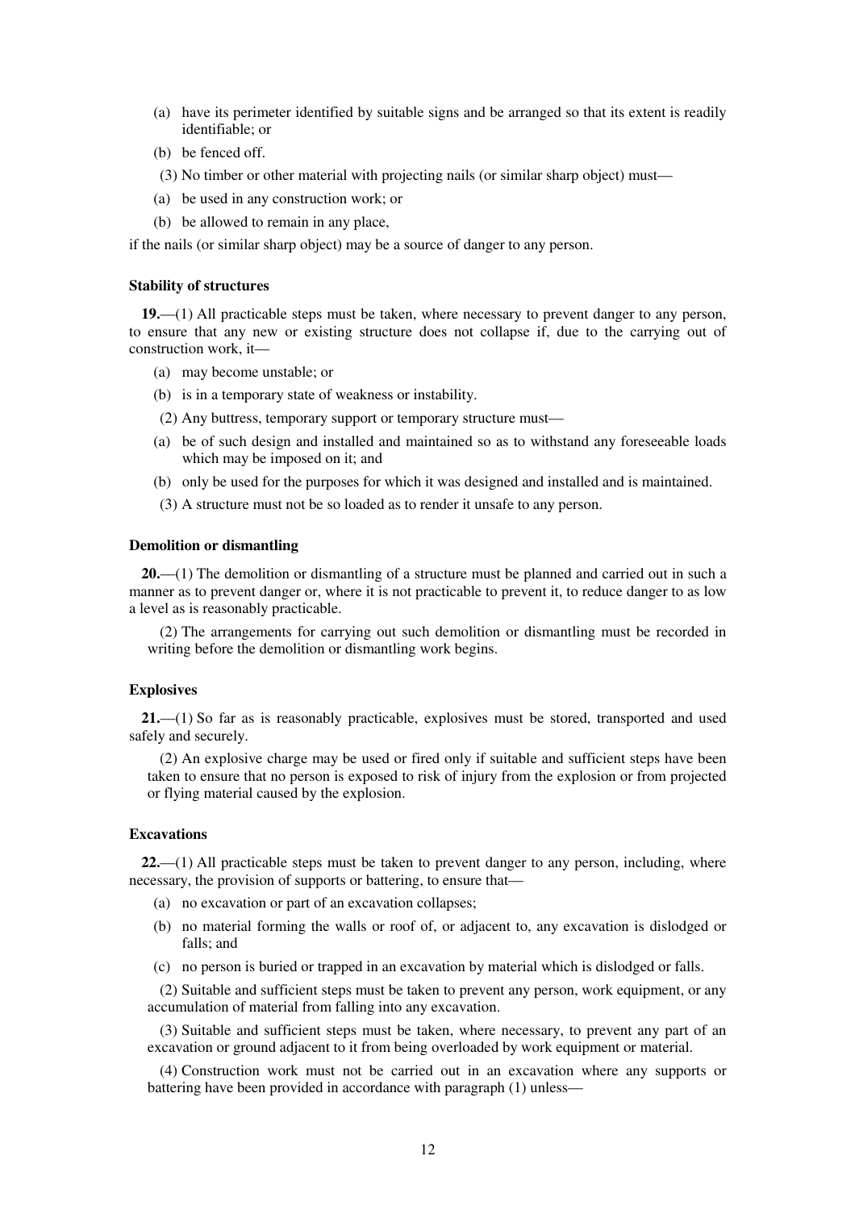(a) have its perimeter identified by suitable signs and be arranged so that its extent is readily identifiable; or

(b) be fenced off.

(3) No timber or other material with projecting nails (or similar sharp object) must—

(a) be used in any construction work; or

(b) be allowed to remain in any place,

if the nails (or similar sharp object) may be a source of danger to any person.

**Stability of structures**

**19.**—(1) All practicable steps must be taken, where necessary to prevent danger to any person, to ensure that any new or existing structure does not collapse if, due to the carrying out of construction work, it—

(a) may become unstable; or

(b) is in a temporary state of weakness or instability.

(2) Any buttress, temporary support or temporary structure must—

(a) be of such design and installed and maintained so as to withstand any foreseeable loads which may be imposed on it; and

(b) only be used for the purposes for which it was designed and installed and is maintained.

(3) A structure must not be so loaded as to render it unsafe to any person.

**Demolition or dismantling**

**20.**—(1) The demolition or dismantling of a structure must be planned and carried out in such a manner as to prevent danger or, where it is not practicable to prevent it, to reduce danger to as low a level as is reasonably practicable.

(2) The arrangements for carrying out such demolition or dismantling must be recorded in writing before the demolition or dismantling work begins.

**Explosives**

**21.**—(1) So far as is reasonably practicable, explosives must be stored, transported and used safely and securely.

(2) An explosive charge may be used or fired only if suitable and sufficient steps have been taken to ensure that no person is exposed to risk of injury from the explosion or from projected or flying material caused by the explosion.

**Excavations**

**22.**—(1) All practicable steps must be taken to prevent danger to any person, including, where necessary, the provision of supports or battering, to ensure that—

(a) no excavation or part of an excavation collapses;

(b) no material forming the walls or roof of, or adjacent to, any excavation is dislodged or falls; and

(c) no person is buried or trapped in an excavation by material which is dislodged or falls.

(2) Suitable and sufficient steps must be taken to prevent any person, work equipment, or any accumulation of material from falling into any excavation.

(3) Suitable and sufficient steps must be taken, where necessary, to prevent any part of an excavation or ground adjacent to it from being overloaded by work equipment or material.

(4) Construction work must not be carried out in an excavation where any supports or battering have been provided in accordance with paragraph (1) unless—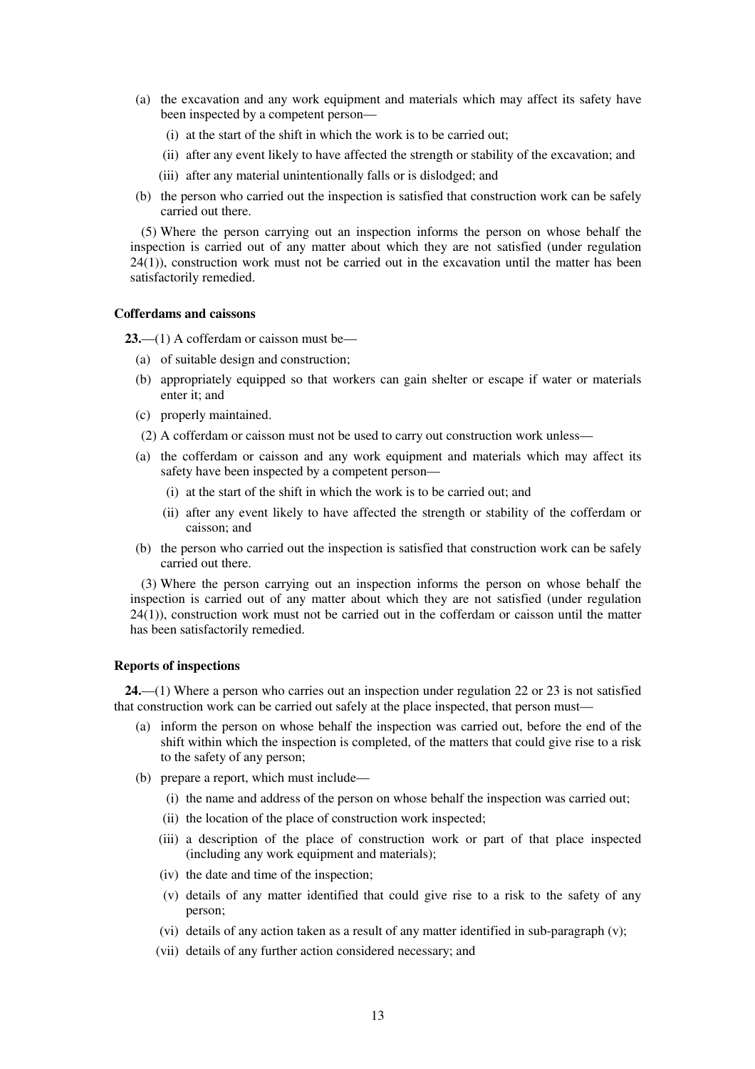(a) the excavation and any work equipment and materials which may affect its safety have been inspected by a competent person—

   (i) at the start of the shift in which the work is to be carried out;

   (ii) after any event likely to have affected the strength or stability of the excavation; and

   (iii) after any material unintentionally falls or is dislodged; and

(b) the person who carried out the inspection is satisfied that construction work can be safely carried out there.

(5) Where the person carrying out an inspection informs the person on whose behalf the inspection is carried out of any matter about which they are not satisfied (under regulation 24(1)), construction work must not be carried out in the excavation until the matter has been satisfactorily remedied.

**Cofferdams and caissons**

**23.**—(1) A cofferdam or caisson must be—

(a) of suitable design and construction;

(b) appropriately equipped so that workers can gain shelter or escape if water or materials enter it; and

(c) properly maintained.

(2) A cofferdam or caisson must not be used to carry out construction work unless—

(a) the cofferdam or caisson and any work equipment and materials which may affect its safety have been inspected by a competent person—

   (i) at the start of the shift in which the work is to be carried out; and

   (ii) after any event likely to have affected the strength or stability of the cofferdam or caisson; and

(b) the person who carried out the inspection is satisfied that construction work can be safely carried out there.

(3) Where the person carrying out an inspection informs the person on whose behalf the inspection is carried out of any matter about which they are not satisfied (under regulation 24(1)), construction work must not be carried out in the cofferdam or caisson until the matter has been satisfactorily remedied.

**Reports of inspections**

**24.**—(1) Where a person who carries out an inspection under regulation 22 or 23 is not satisfied that construction work can be carried out safely at the place inspected, that person must—

(a) inform the person on whose behalf the inspection was carried out, before the end of the shift within which the inspection is completed, of the matters that could give rise to a risk to the safety of any person;

(b) prepare a report, which must include—

   (i) the name and address of the person on whose behalf the inspection was carried out;

   (ii) the location of the place of construction work inspected;

   (iii) a description of the place of construction work or part of that place inspected (including any work equipment and materials);

   (iv) the date and time of the inspection;

   (v) details of any matter identified that could give rise to a risk to the safety of any person;

   (vi) details of any action taken as a result of any matter identified in sub-paragraph (v);

   (vii) details of any further action considered necessary; and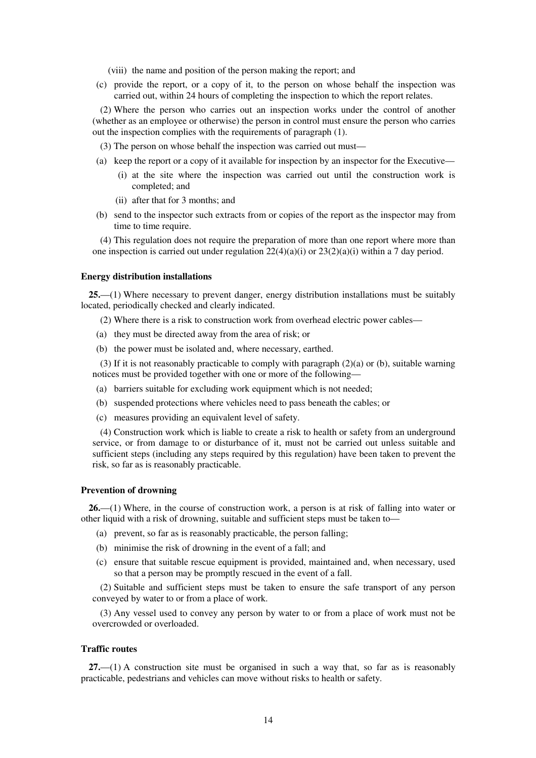(viii) the name and position of the person making the report; and

(c) provide the report, or a copy of it, to the person on whose behalf the inspection was carried out, within 24 hours of completing the inspection to which the report relates.

(2) Where the person who carries out an inspection works under the control of another (whether as an employee or otherwise) the person in control must ensure the person who carries out the inspection complies with the requirements of paragraph (1).

(3) The person on whose behalf the inspection was carried out must—

(a) keep the report or a copy of it available for inspection by an inspector for the Executive—

(i) at the site where the inspection was carried out until the construction work is completed; and

(ii) after that for 3 months; and

(b) send to the inspector such extracts from or copies of the report as the inspector may from time to time require.

(4) This regulation does not require the preparation of more than one report where more than one inspection is carried out under regulation 22(4)(a)(i) or 23(2)(a)(i) within a 7 day period.

**Energy distribution installations**

**25.**—(1) Where necessary to prevent danger, energy distribution installations must be suitably located, periodically checked and clearly indicated.

(2) Where there is a risk to construction work from overhead electric power cables—

(a) they must be directed away from the area of risk; or

(b) the power must be isolated and, where necessary, earthed.

(3) If it is not reasonably practicable to comply with paragraph (2)(a) or (b), suitable warning notices must be provided together with one or more of the following—

(a) barriers suitable for excluding work equipment which is not needed;

(b) suspended protections where vehicles need to pass beneath the cables; or

(c) measures providing an equivalent level of safety.

(4) Construction work which is liable to create a risk to health or safety from an underground service, or from damage to or disturbance of it, must not be carried out unless suitable and sufficient steps (including any steps required by this regulation) have been taken to prevent the risk, so far as is reasonably practicable.

**Prevention of drowning**

**26.**—(1) Where, in the course of construction work, a person is at risk of falling into water or other liquid with a risk of drowning, suitable and sufficient steps must be taken to—

(a) prevent, so far as is reasonably practicable, the person falling;

(b) minimise the risk of drowning in the event of a fall; and

(c) ensure that suitable rescue equipment is provided, maintained and, when necessary, used so that a person may be promptly rescued in the event of a fall.

(2) Suitable and sufficient steps must be taken to ensure the safe transport of any person conveyed by water to or from a place of work.

(3) Any vessel used to convey any person by water to or from a place of work must not be overcrowded or overloaded.

**Traffic routes**

**27.**—(1) A construction site must be organised in such a way that, so far as is reasonably practicable, pedestrians and vehicles can move without risks to health or safety.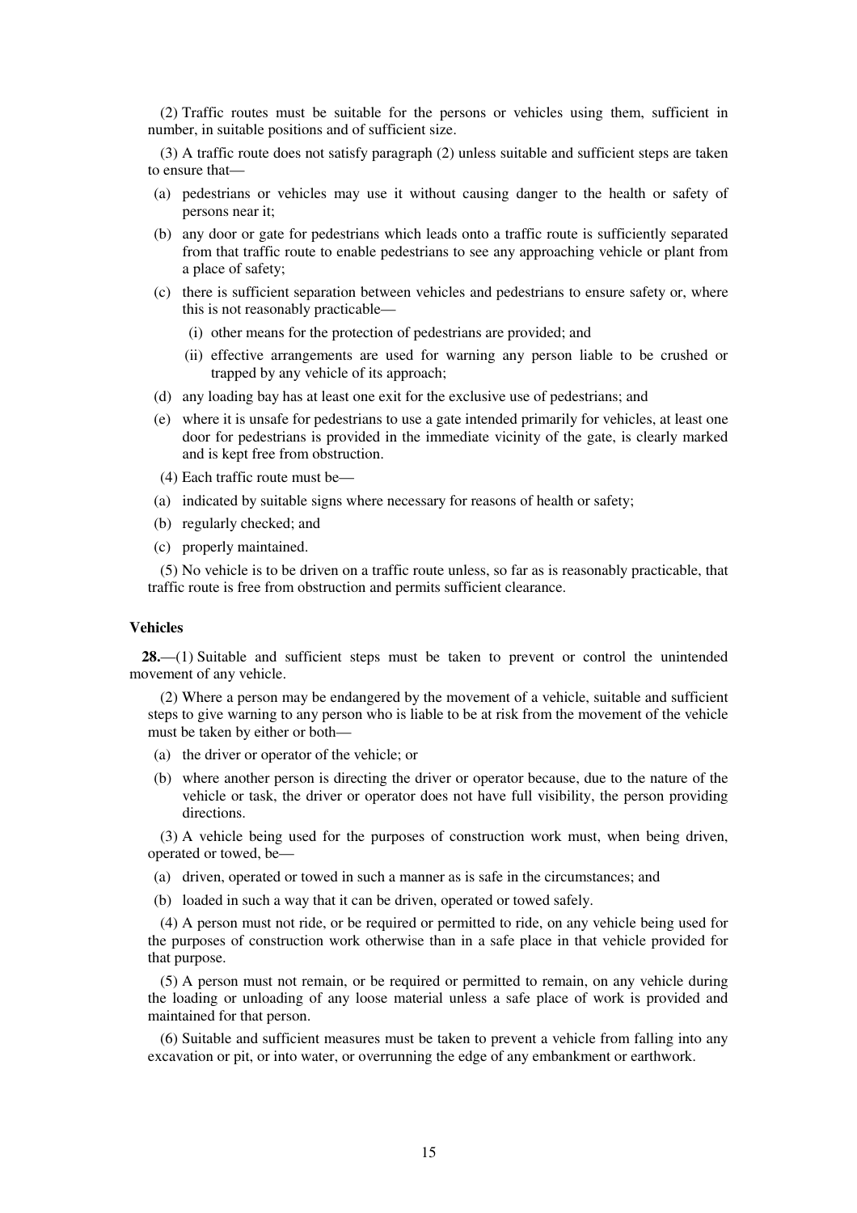(2) Traffic routes must be suitable for the persons or vehicles using them, sufficient in number, in suitable positions and of sufficient size.

(3) A traffic route does not satisfy paragraph (2) unless suitable and sufficient steps are taken to ensure that—

- (a) pedestrians or vehicles may use it without causing danger to the health or safety of persons near it;
- (b) any door or gate for pedestrians which leads onto a traffic route is sufficiently separated from that traffic route to enable pedestrians to see any approaching vehicle or plant from a place of safety;
- (c) there is sufficient separation between vehicles and pedestrians to ensure safety or, where this is not reasonably practicable—
  - (i) other means for the protection of pedestrians are provided; and
  - (ii) effective arrangements are used for warning any person liable to be crushed or trapped by any vehicle of its approach;
- (d) any loading bay has at least one exit for the exclusive use of pedestrians; and
- (e) where it is unsafe for pedestrians to use a gate intended primarily for vehicles, at least one door for pedestrians is provided in the immediate vicinity of the gate, is clearly marked and is kept free from obstruction.

(4) Each traffic route must be—

- (a) indicated by suitable signs where necessary for reasons of health or safety;
- (b) regularly checked; and
- (c) properly maintained.

(5) No vehicle is to be driven on a traffic route unless, so far as is reasonably practicable, that traffic route is free from obstruction and permits sufficient clearance.

**Vehicles**

**28.**—(1) Suitable and sufficient steps must be taken to prevent or control the unintended movement of any vehicle.

(2) Where a person may be endangered by the movement of a vehicle, suitable and sufficient steps to give warning to any person who is liable to be at risk from the movement of the vehicle must be taken by either or both—

- (a) the driver or operator of the vehicle; or
- (b) where another person is directing the driver or operator because, due to the nature of the vehicle or task, the driver or operator does not have full visibility, the person providing directions.

(3) A vehicle being used for the purposes of construction work must, when being driven, operated or towed, be—

- (a) driven, operated or towed in such a manner as is safe in the circumstances; and
- (b) loaded in such a way that it can be driven, operated or towed safely.

(4) A person must not ride, or be required or permitted to ride, on any vehicle being used for the purposes of construction work otherwise than in a safe place in that vehicle provided for that purpose.

(5) A person must not remain, or be required or permitted to remain, on any vehicle during the loading or unloading of any loose material unless a safe place of work is provided and maintained for that person.

(6) Suitable and sufficient measures must be taken to prevent a vehicle from falling into any excavation or pit, or into water, or overrunning the edge of any embankment or earthwork.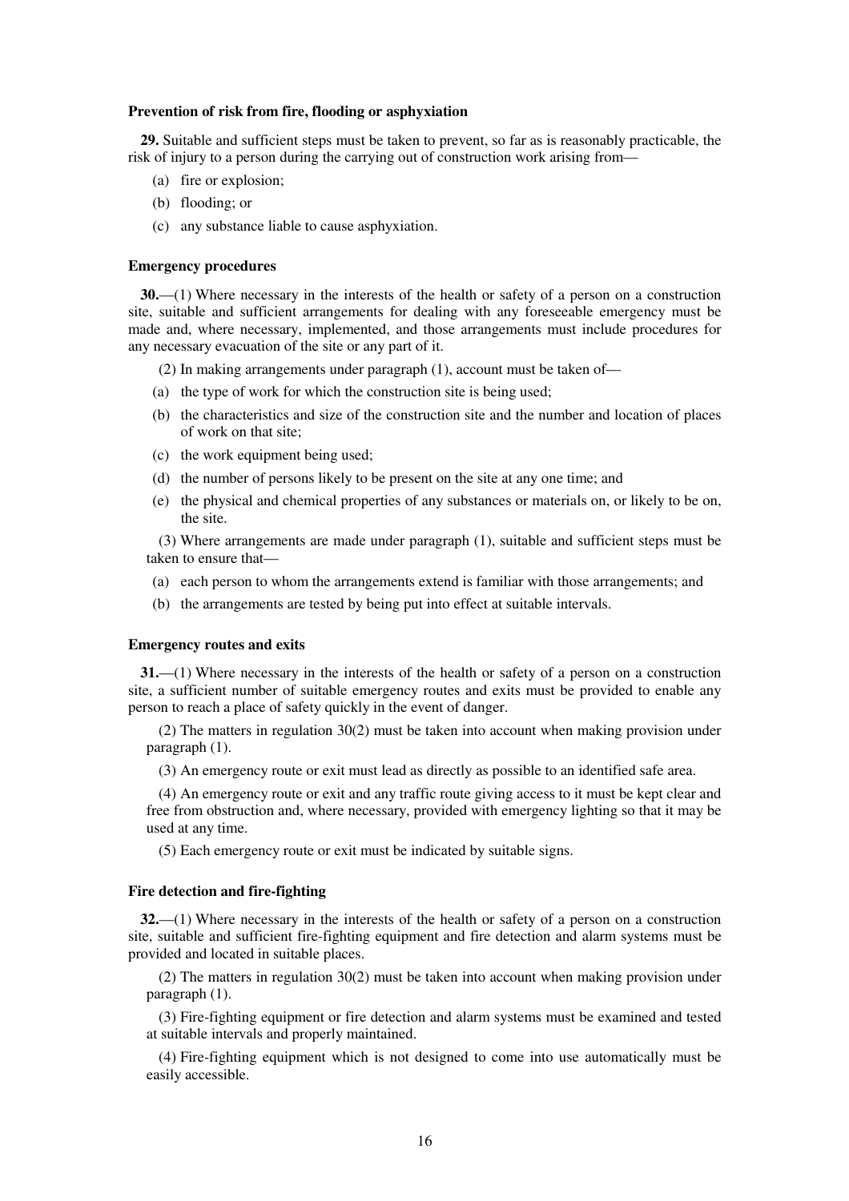### Prevention of risk from fire, flooding or asphyxiation

**29.** Suitable and sufficient steps must be taken to prevent, so far as is reasonably practicable, the risk of injury to a person during the carrying out of construction work arising from—

(a) fire or explosion;

(b) flooding; or

(c) any substance liable to cause asphyxiation.

### Emergency procedures

**30.**—(1) Where necessary in the interests of the health or safety of a person on a construction site, suitable and sufficient arrangements for dealing with any foreseeable emergency must be made and, where necessary, implemented, and those arrangements must include procedures for any necessary evacuation of the site or any part of it.

(2) In making arrangements under paragraph (1), account must be taken of—

(a) the type of work for which the construction site is being used;

(b) the characteristics and size of the construction site and the number and location of places of work on that site;

(c) the work equipment being used;

(d) the number of persons likely to be present on the site at any one time; and

(e) the physical and chemical properties of any substances or materials on, or likely to be on, the site.

(3) Where arrangements are made under paragraph (1), suitable and sufficient steps must be taken to ensure that—

(a) each person to whom the arrangements extend is familiar with those arrangements; and

(b) the arrangements are tested by being put into effect at suitable intervals.

### Emergency routes and exits

**31.**—(1) Where necessary in the interests of the health or safety of a person on a construction site, a sufficient number of suitable emergency routes and exits must be provided to enable any person to reach a place of safety quickly in the event of danger.

(2) The matters in regulation 30(2) must be taken into account when making provision under paragraph (1).

(3) An emergency route or exit must lead as directly as possible to an identified safe area.

(4) An emergency route or exit and any traffic route giving access to it must be kept clear and free from obstruction and, where necessary, provided with emergency lighting so that it may be used at any time.

(5) Each emergency route or exit must be indicated by suitable signs.

### Fire detection and fire-fighting

**32.**—(1) Where necessary in the interests of the health or safety of a person on a construction site, suitable and sufficient fire-fighting equipment and fire detection and alarm systems must be provided and located in suitable places.

(2) The matters in regulation 30(2) must be taken into account when making provision under paragraph (1).

(3) Fire-fighting equipment or fire detection and alarm systems must be examined and tested at suitable intervals and properly maintained.

(4) Fire-fighting equipment which is not designed to come into use automatically must be easily accessible.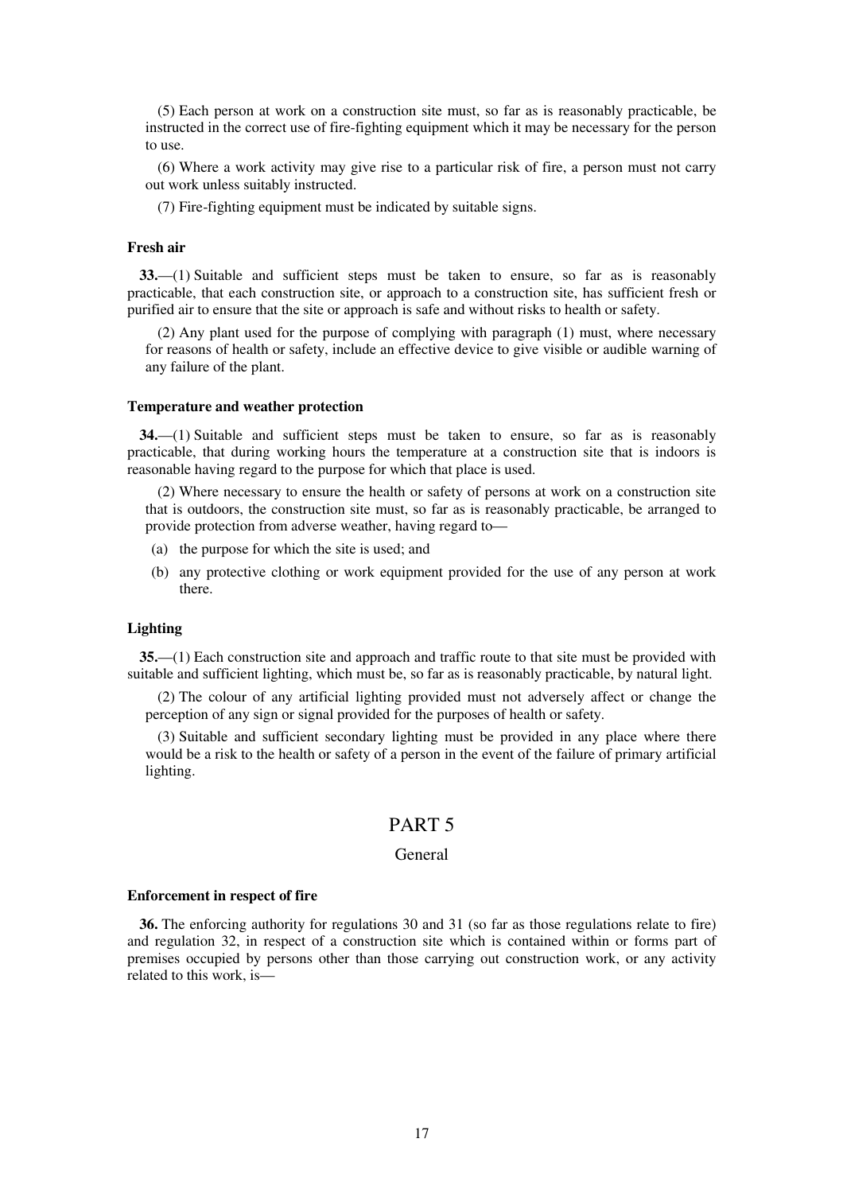(5) Each person at work on a construction site must, so far as is reasonably practicable, be instructed in the correct use of fire-fighting equipment which it may be necessary for the person to use.

(6) Where a work activity may give rise to a particular risk of fire, a person must not carry out work unless suitably instructed.

(7) Fire-fighting equipment must be indicated by suitable signs.

**Fresh air**

**33.**—(1) Suitable and sufficient steps must be taken to ensure, so far as is reasonably practicable, that each construction site, or approach to a construction site, has sufficient fresh or purified air to ensure that the site or approach is safe and without risks to health or safety.

(2) Any plant used for the purpose of complying with paragraph (1) must, where necessary for reasons of health or safety, include an effective device to give visible or audible warning of any failure of the plant.

**Temperature and weather protection**

**34.**—(1) Suitable and sufficient steps must be taken to ensure, so far as is reasonably practicable, that during working hours the temperature at a construction site that is indoors is reasonable having regard to the purpose for which that place is used.

(2) Where necessary to ensure the health or safety of persons at work on a construction site that is outdoors, the construction site must, so far as is reasonably practicable, be arranged to provide protection from adverse weather, having regard to—

(a) the purpose for which the site is used; and

(b) any protective clothing or work equipment provided for the use of any person at work there.

**Lighting**

**35.**—(1) Each construction site and approach and traffic route to that site must be provided with suitable and sufficient lighting, which must be, so far as is reasonably practicable, by natural light.

(2) The colour of any artificial lighting provided must not adversely affect or change the perception of any sign or signal provided for the purposes of health or safety.

(3) Suitable and sufficient secondary lighting must be provided in any place where there would be a risk to the health or safety of a person in the event of the failure of primary artificial lighting.

## PART 5

### General

**Enforcement in respect of fire**

**36.** The enforcing authority for regulations 30 and 31 (so far as those regulations relate to fire) and regulation 32, in respect of a construction site which is contained within or forms part of premises occupied by persons other than those carrying out construction work, or any activity related to this work, is—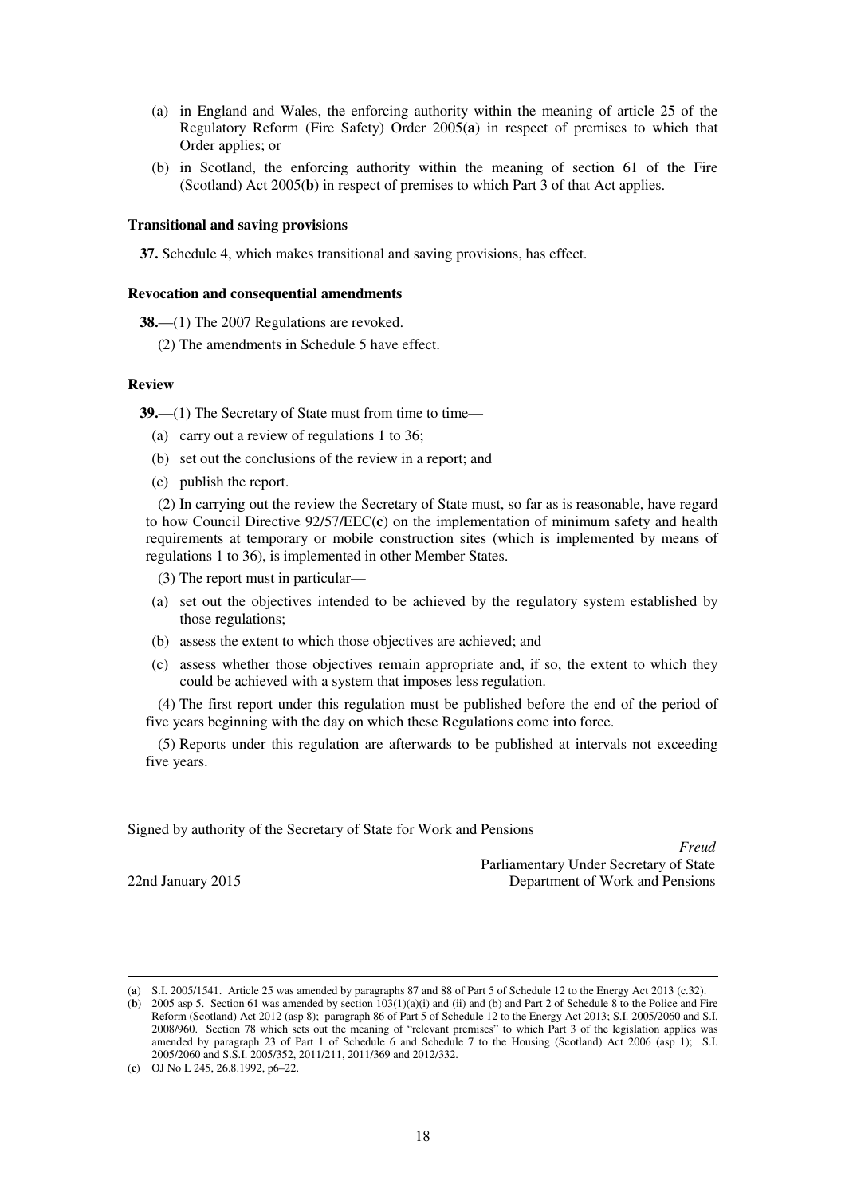(a) in England and Wales, the enforcing authority within the meaning of article 25 of the Regulatory Reform (Fire Safety) Order 2005(**a**) in respect of premises to which that Order applies; or

(b) in Scotland, the enforcing authority within the meaning of section 61 of the Fire (Scotland) Act 2005(**b**) in respect of premises to which Part 3 of that Act applies.

**Transitional and saving provisions**

**37.** Schedule 4, which makes transitional and saving provisions, has effect.

**Revocation and consequential amendments**

**38.**—(1) The 2007 Regulations are revoked.

(2) The amendments in Schedule 5 have effect.

**Review**

**39.**—(1) The Secretary of State must from time to time—

(a) carry out a review of regulations 1 to 36;

(b) set out the conclusions of the review in a report; and

(c) publish the report.

(2) In carrying out the review the Secretary of State must, so far as is reasonable, have regard to how Council Directive 92/57/EEC(**c**) on the implementation of minimum safety and health requirements at temporary or mobile construction sites (which is implemented by means of regulations 1 to 36), is implemented in other Member States.

(3) The report must in particular—

(a) set out the objectives intended to be achieved by the regulatory system established by those regulations;

(b) assess the extent to which those objectives are achieved; and

(c) assess whether those objectives remain appropriate and, if so, the extent to which they could be achieved with a system that imposes less regulation.

(4) The first report under this regulation must be published before the end of the period of five years beginning with the day on which these Regulations come into force.

(5) Reports under this regulation are afterwards to be published at intervals not exceeding five years.

Signed by authority of the Secretary of State for Work and Pensions

*Freud*
Parliamentary Under Secretary of State
Department of Work and Pensions

22nd January 2015

---

(**a**) S.I. 2005/1541. Article 25 was amended by paragraphs 87 and 88 of Part 5 of Schedule 12 to the Energy Act 2013 (c.32).

(**b**) 2005 asp 5. Section 61 was amended by section 103(1)(a)(i) and (ii) and (b) and Part 2 of Schedule 8 to the Police and Fire Reform (Scotland) Act 2012 (asp 8); paragraph 86 of Part 5 of Schedule 12 to the Energy Act 2013; S.I. 2005/2060 and S.I. 2008/960. Section 78 which sets out the meaning of "relevant premises" to which Part 3 of the legislation applies was amended by paragraph 23 of Part 1 of Schedule 6 and Schedule 7 to the Housing (Scotland) Act 2006 (asp 1); S.I. 2005/2060 and S.S.I. 2005/352, 2011/211, 2011/369 and 2012/332.

(**c**) OJ No L 245, 26.8.1992, p6–22.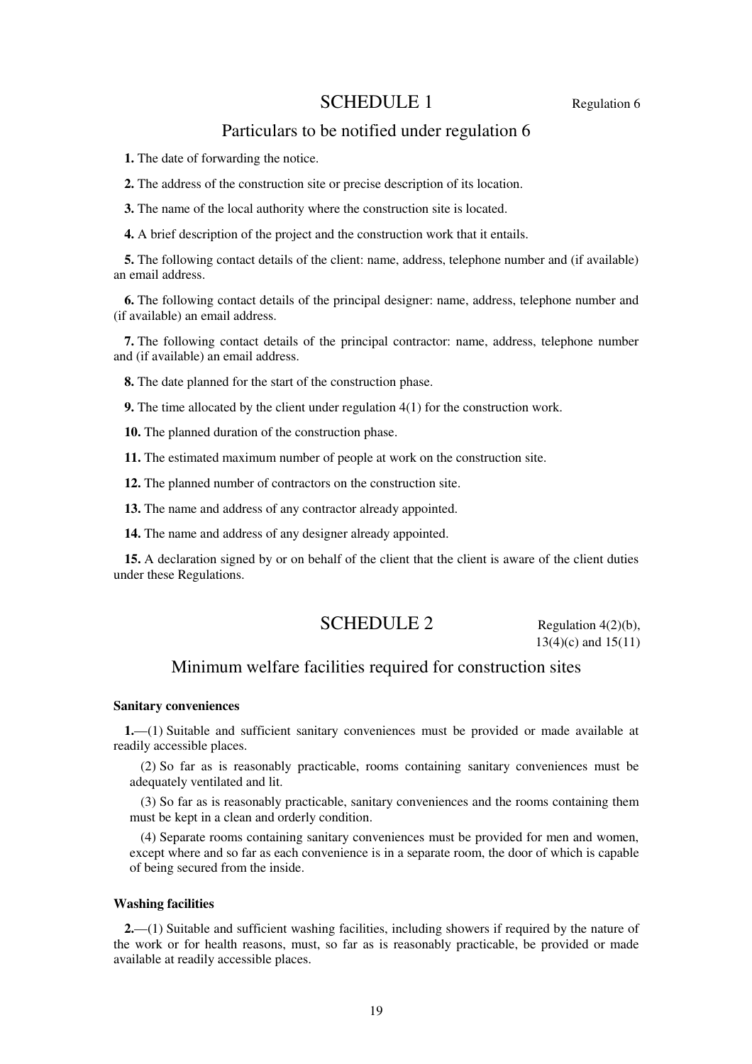## SCHEDULE 1

Regulation 6

### Particulars to be notified under regulation 6

**1.** The date of forwarding the notice.

**2.** The address of the construction site or precise description of its location.

**3.** The name of the local authority where the construction site is located.

**4.** A brief description of the project and the construction work that it entails.

**5.** The following contact details of the client: name, address, telephone number and (if available) an email address.

**6.** The following contact details of the principal designer: name, address, telephone number and (if available) an email address.

**7.** The following contact details of the principal contractor: name, address, telephone number and (if available) an email address.

**8.** The date planned for the start of the construction phase.

**9.** The time allocated by the client under regulation 4(1) for the construction work.

**10.** The planned duration of the construction phase.

**11.** The estimated maximum number of people at work on the construction site.

**12.** The planned number of contractors on the construction site.

**13.** The name and address of any contractor already appointed.

**14.** The name and address of any designer already appointed.

**15.** A declaration signed by or on behalf of the client that the client is aware of the client duties under these Regulations.

## SCHEDULE 2

Regulation 4(2)(b), 13(4)(c) and 15(11)

### Minimum welfare facilities required for construction sites

**Sanitary conveniences**

**1.**—(1) Suitable and sufficient sanitary conveniences must be provided or made available at readily accessible places.

(2) So far as is reasonably practicable, rooms containing sanitary conveniences must be adequately ventilated and lit.

(3) So far as is reasonably practicable, sanitary conveniences and the rooms containing them must be kept in a clean and orderly condition.

(4) Separate rooms containing sanitary conveniences must be provided for men and women, except where and so far as each convenience is in a separate room, the door of which is capable of being secured from the inside.

**Washing facilities**

**2.**—(1) Suitable and sufficient washing facilities, including showers if required by the nature of the work or for health reasons, must, so far as is reasonably practicable, be provided or made available at readily accessible places.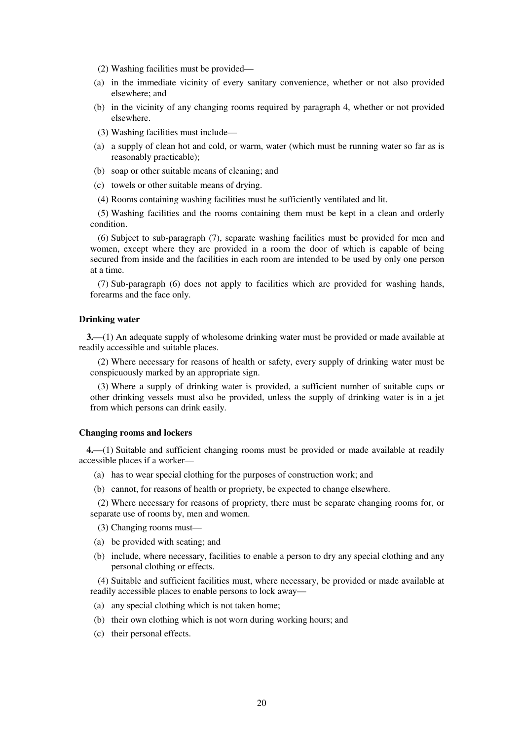(2) Washing facilities must be provided—

(a) in the immediate vicinity of every sanitary convenience, whether or not also provided elsewhere; and

(b) in the vicinity of any changing rooms required by paragraph 4, whether or not provided elsewhere.

(3) Washing facilities must include—

(a) a supply of clean hot and cold, or warm, water (which must be running water so far as is reasonably practicable);

(b) soap or other suitable means of cleaning; and

(c) towels or other suitable means of drying.

(4) Rooms containing washing facilities must be sufficiently ventilated and lit.

(5) Washing facilities and the rooms containing them must be kept in a clean and orderly condition.

(6) Subject to sub-paragraph (7), separate washing facilities must be provided for men and women, except where they are provided in a room the door of which is capable of being secured from inside and the facilities in each room are intended to be used by only one person at a time.

(7) Sub-paragraph (6) does not apply to facilities which are provided for washing hands, forearms and the face only.

**Drinking water**

**3.**—(1) An adequate supply of wholesome drinking water must be provided or made available at readily accessible and suitable places.

(2) Where necessary for reasons of health or safety, every supply of drinking water must be conspicuously marked by an appropriate sign.

(3) Where a supply of drinking water is provided, a sufficient number of suitable cups or other drinking vessels must also be provided, unless the supply of drinking water is in a jet from which persons can drink easily.

**Changing rooms and lockers**

**4.**—(1) Suitable and sufficient changing rooms must be provided or made available at readily accessible places if a worker—

(a) has to wear special clothing for the purposes of construction work; and

(b) cannot, for reasons of health or propriety, be expected to change elsewhere.

(2) Where necessary for reasons of propriety, there must be separate changing rooms for, or separate use of rooms by, men and women.

(3) Changing rooms must—

(a) be provided with seating; and

(b) include, where necessary, facilities to enable a person to dry any special clothing and any personal clothing or effects.

(4) Suitable and sufficient facilities must, where necessary, be provided or made available at readily accessible places to enable persons to lock away—

(a) any special clothing which is not taken home;

(b) their own clothing which is not worn during working hours; and

(c) their personal effects.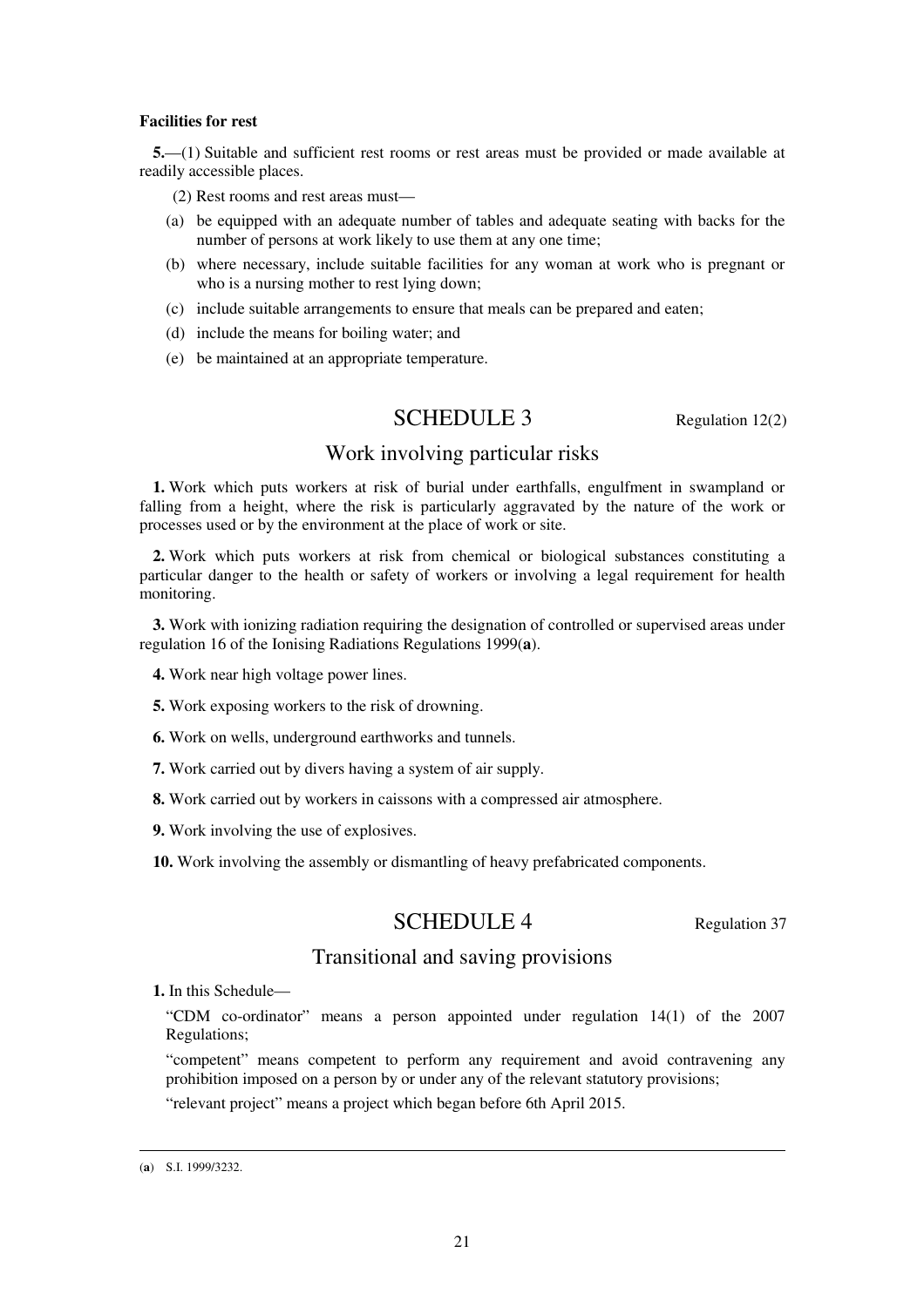**Facilities for rest**

**5.**—(1) Suitable and sufficient rest rooms or rest areas must be provided or made available at readily accessible places.

(2) Rest rooms and rest areas must—

(a) be equipped with an adequate number of tables and adequate seating with backs for the number of persons at work likely to use them at any one time;

(b) where necessary, include suitable facilities for any woman at work who is pregnant or who is a nursing mother to rest lying down;

(c) include suitable arrangements to ensure that meals can be prepared and eaten;

(d) include the means for boiling water; and

(e) be maintained at an appropriate temperature.

## SCHEDULE 3

Regulation 12(2)

### Work involving particular risks

**1.** Work which puts workers at risk of burial under earthfalls, engulfment in swampland or falling from a height, where the risk is particularly aggravated by the nature of the work or processes used or by the environment at the place of work or site.

**2.** Work which puts workers at risk from chemical or biological substances constituting a particular danger to the health or safety of workers or involving a legal requirement for health monitoring.

**3.** Work with ionizing radiation requiring the designation of controlled or supervised areas under regulation 16 of the Ionising Radiations Regulations 1999([a]).

**4.** Work near high voltage power lines.

**5.** Work exposing workers to the risk of drowning.

**6.** Work on wells, underground earthworks and tunnels.

**7.** Work carried out by divers having a system of air supply.

**8.** Work carried out by workers in caissons with a compressed air atmosphere.

**9.** Work involving the use of explosives.

**10.** Work involving the assembly or dismantling of heavy prefabricated components.

## SCHEDULE 4

Regulation 37

### Transitional and saving provisions

**1.** In this Schedule—

"CDM co-ordinator" means a person appointed under regulation 14(1) of the 2007 Regulations;

"competent" means competent to perform any requirement and avoid contravening any prohibition imposed on a person by or under any of the relevant statutory provisions;

"relevant project" means a project which began before 6th April 2015.

---

([a]) S.I. 1999/3232.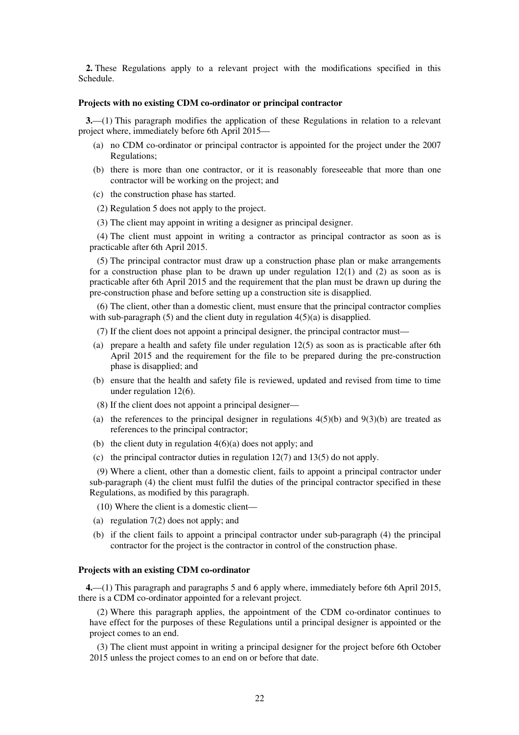**2.** These Regulations apply to a relevant project with the modifications specified in this Schedule.

**Projects with no existing CDM co-ordinator or principal contractor**

**3.**—(1) This paragraph modifies the application of these Regulations in relation to a relevant project where, immediately before 6th April 2015—

(a) no CDM co-ordinator or principal contractor is appointed for the project under the 2007 Regulations;

(b) there is more than one contractor, or it is reasonably foreseeable that more than one contractor will be working on the project; and

(c) the construction phase has started.

(2) Regulation 5 does not apply to the project.

(3) The client may appoint in writing a designer as principal designer.

(4) The client must appoint in writing a contractor as principal contractor as soon as is practicable after 6th April 2015.

(5) The principal contractor must draw up a construction phase plan or make arrangements for a construction phase plan to be drawn up under regulation 12(1) and (2) as soon as is practicable after 6th April 2015 and the requirement that the plan must be drawn up during the pre-construction phase and before setting up a construction site is disapplied.

(6) The client, other than a domestic client, must ensure that the principal contractor complies with sub-paragraph (5) and the client duty in regulation 4(5)(a) is disapplied.

(7) If the client does not appoint a principal designer, the principal contractor must—

(a) prepare a health and safety file under regulation 12(5) as soon as is practicable after 6th April 2015 and the requirement for the file to be prepared during the pre-construction phase is disapplied; and

(b) ensure that the health and safety file is reviewed, updated and revised from time to time under regulation 12(6).

(8) If the client does not appoint a principal designer—

(a) the references to the principal designer in regulations 4(5)(b) and 9(3)(b) are treated as references to the principal contractor;

(b) the client duty in regulation 4(6)(a) does not apply; and

(c) the principal contractor duties in regulation 12(7) and 13(5) do not apply.

(9) Where a client, other than a domestic client, fails to appoint a principal contractor under sub-paragraph (4) the client must fulfil the duties of the principal contractor specified in these Regulations, as modified by this paragraph.

(10) Where the client is a domestic client—

(a) regulation 7(2) does not apply; and

(b) if the client fails to appoint a principal contractor under sub-paragraph (4) the principal contractor for the project is the contractor in control of the construction phase.

**Projects with an existing CDM co-ordinator**

**4.**—(1) This paragraph and paragraphs 5 and 6 apply where, immediately before 6th April 2015, there is a CDM co-ordinator appointed for a relevant project.

(2) Where this paragraph applies, the appointment of the CDM co-ordinator continues to have effect for the purposes of these Regulations until a principal designer is appointed or the project comes to an end.

(3) The client must appoint in writing a principal designer for the project before 6th October 2015 unless the project comes to an end on or before that date.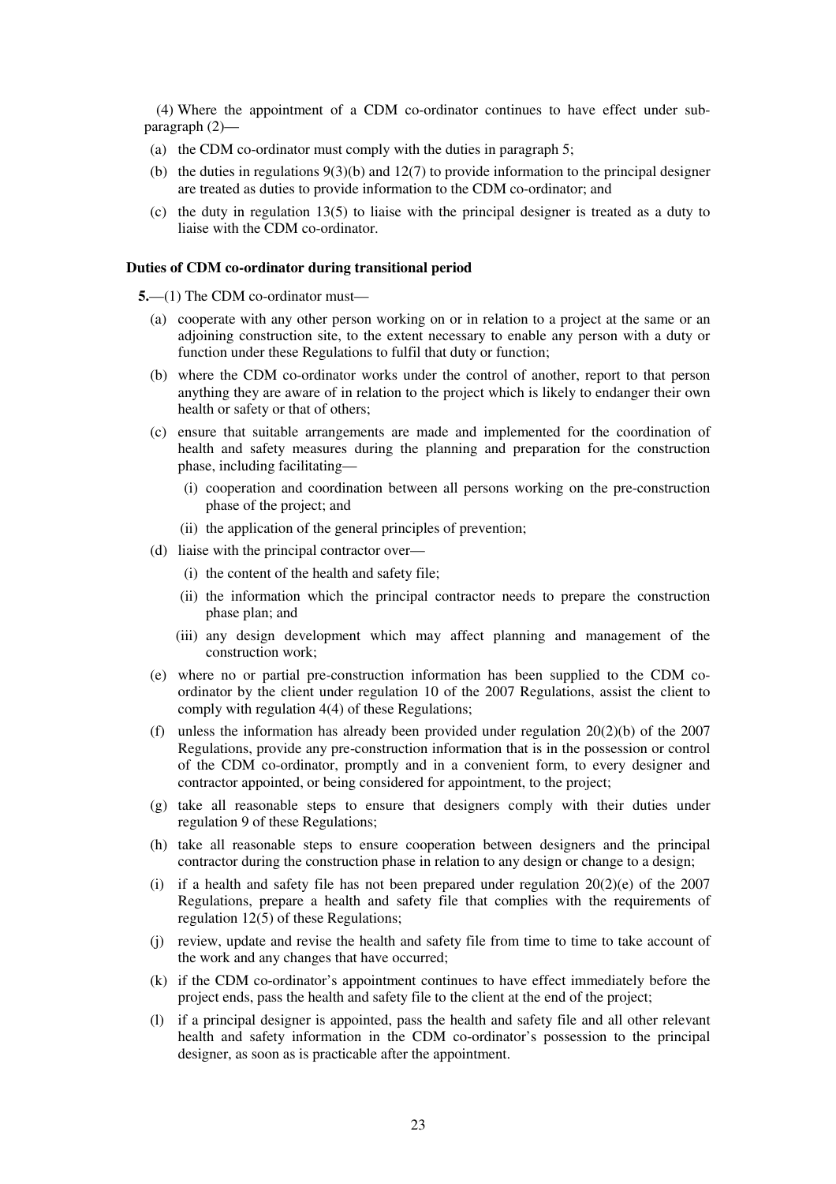(4) Where the appointment of a CDM co-ordinator continues to have effect under sub-paragraph (2)—

(a) the CDM co-ordinator must comply with the duties in paragraph 5;

(b) the duties in regulations 9(3)(b) and 12(7) to provide information to the principal designer are treated as duties to provide information to the CDM co-ordinator; and

(c) the duty in regulation 13(5) to liaise with the principal designer is treated as a duty to liaise with the CDM co-ordinator.

**Duties of CDM co-ordinator during transitional period**

**5.**—(1) The CDM co-ordinator must—

(a) cooperate with any other person working on or in relation to a project at the same or an adjoining construction site, to the extent necessary to enable any person with a duty or function under these Regulations to fulfil that duty or function;

(b) where the CDM co-ordinator works under the control of another, report to that person anything they are aware of in relation to the project which is likely to endanger their own health or safety or that of others;

(c) ensure that suitable arrangements are made and implemented for the coordination of health and safety measures during the planning and preparation for the construction phase, including facilitating—

(i) cooperation and coordination between all persons working on the pre-construction phase of the project; and

(ii) the application of the general principles of prevention;

(d) liaise with the principal contractor over—

(i) the content of the health and safety file;

(ii) the information which the principal contractor needs to prepare the construction phase plan; and

(iii) any design development which may affect planning and management of the construction work;

(e) where no or partial pre-construction information has been supplied to the CDM co-ordinator by the client under regulation 10 of the 2007 Regulations, assist the client to comply with regulation 4(4) of these Regulations;

(f) unless the information has already been provided under regulation 20(2)(b) of the 2007 Regulations, provide any pre-construction information that is in the possession or control of the CDM co-ordinator, promptly and in a convenient form, to every designer and contractor appointed, or being considered for appointment, to the project;

(g) take all reasonable steps to ensure that designers comply with their duties under regulation 9 of these Regulations;

(h) take all reasonable steps to ensure cooperation between designers and the principal contractor during the construction phase in relation to any design or change to a design;

(i) if a health and safety file has not been prepared under regulation 20(2)(e) of the 2007 Regulations, prepare a health and safety file that complies with the requirements of regulation 12(5) of these Regulations;

(j) review, update and revise the health and safety file from time to time to take account of the work and any changes that have occurred;

(k) if the CDM co-ordinator's appointment continues to have effect immediately before the project ends, pass the health and safety file to the client at the end of the project;

(l) if a principal designer is appointed, pass the health and safety file and all other relevant health and safety information in the CDM co-ordinator's possession to the principal designer, as soon as is practicable after the appointment.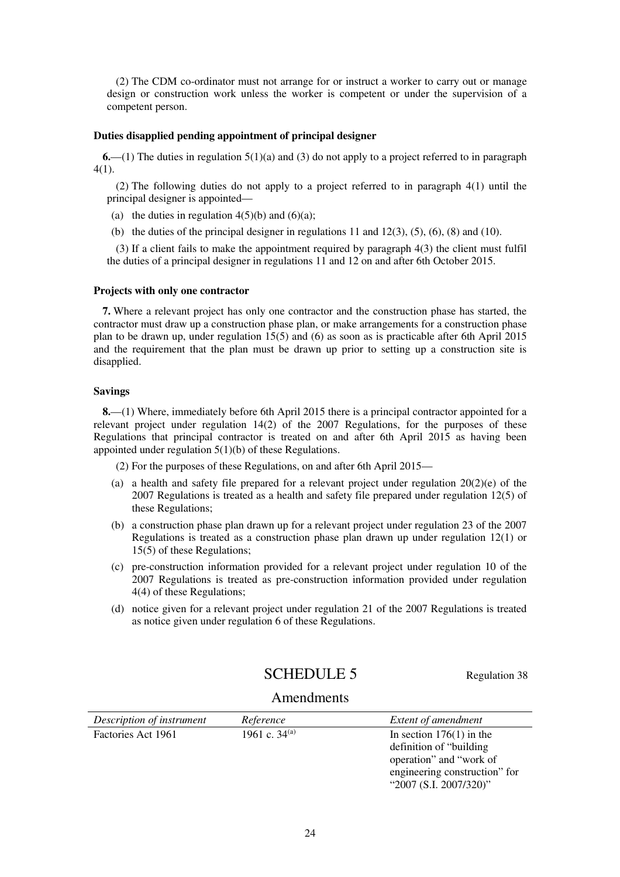(2) The CDM co-ordinator must not arrange for or instruct a worker to carry out or manage design or construction work unless the worker is competent or under the supervision of a competent person.

**Duties disapplied pending appointment of principal designer**

**6.**—(1) The duties in regulation 5(1)(a) and (3) do not apply to a project referred to in paragraph 4(1).

(2) The following duties do not apply to a project referred to in paragraph 4(1) until the principal designer is appointed—

(a) the duties in regulation 4(5)(b) and (6)(a);

(b) the duties of the principal designer in regulations 11 and 12(3), (5), (6), (8) and (10).

(3) If a client fails to make the appointment required by paragraph 4(3) the client must fulfil the duties of a principal designer in regulations 11 and 12 on and after 6th October 2015.

**Projects with only one contractor**

**7.** Where a relevant project has only one contractor and the construction phase has started, the contractor must draw up a construction phase plan, or make arrangements for a construction phase plan to be drawn up, under regulation 15(5) and (6) as soon as is practicable after 6th April 2015 and the requirement that the plan must be drawn up prior to setting up a construction site is disapplied.

**Savings**

**8.**—(1) Where, immediately before 6th April 2015 there is a principal contractor appointed for a relevant project under regulation 14(2) of the 2007 Regulations, for the purposes of these Regulations that principal contractor is treated on and after 6th April 2015 as having been appointed under regulation 5(1)(b) of these Regulations.

(2) For the purposes of these Regulations, on and after 6th April 2015—

(a) a health and safety file prepared for a relevant project under regulation 20(2)(e) of the 2007 Regulations is treated as a health and safety file prepared under regulation 12(5) of these Regulations;

(b) a construction phase plan drawn up for a relevant project under regulation 23 of the 2007 Regulations is treated as a construction phase plan drawn up under regulation 12(1) or 15(5) of these Regulations;

(c) pre-construction information provided for a relevant project under regulation 10 of the 2007 Regulations is treated as pre-construction information provided under regulation 4(4) of these Regulations;

(d) notice given for a relevant project under regulation 21 of the 2007 Regulations is treated as notice given under regulation 6 of these Regulations.

## SCHEDULE 5

Regulation 38

### Amendments

| *Description of instrument* | *Reference* | *Extent of amendment* |
|---|---|---|
| Factories Act 1961 | 1961 c. 34[(a)] | In section 176(1) in the definition of "building operation" and "work of engineering construction" for "2007 (S.I. 2007/320)" |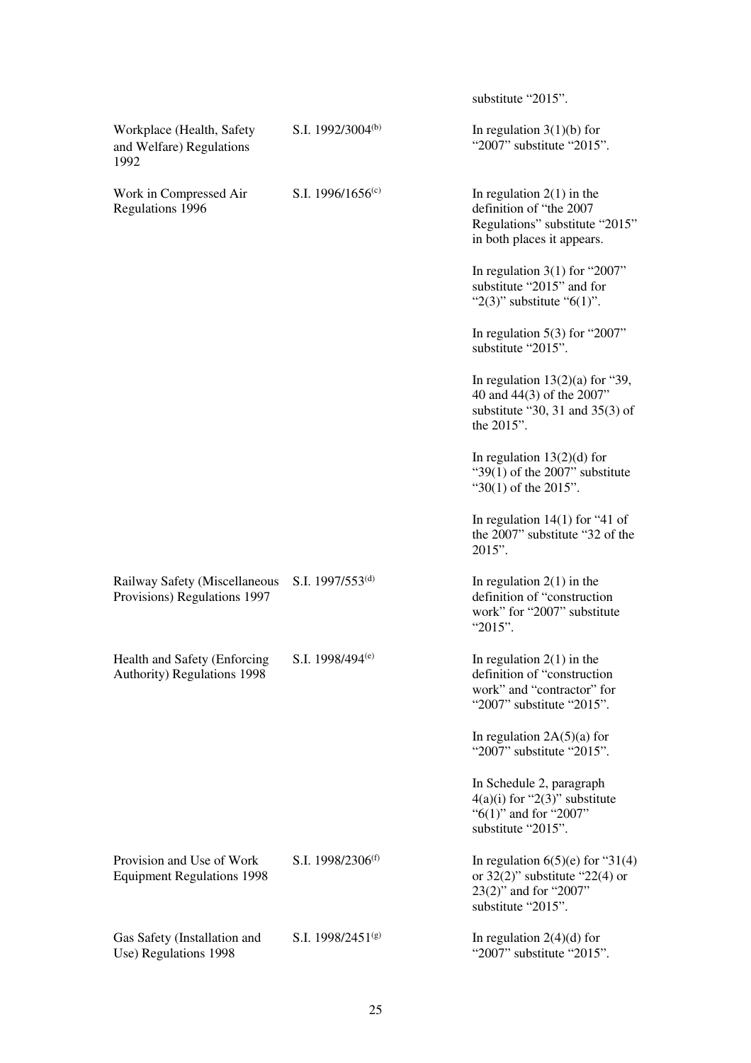| | | substitute "2015". |
|---|---|---|
| Workplace (Health, Safety and Welfare) Regulations 1992 | S.I. 1992/3004[(b)] | In regulation 3(1)(b) for "2007" substitute "2015". |
| Work in Compressed Air Regulations 1996 | S.I. 1996/1656[(c)] | In regulation 2(1) in the definition of "the 2007 Regulations" substitute "2015" in both places it appears.<br><br>In regulation 3(1) for "2007" substitute "2015" and for "2(3)" substitute "6(1)".<br><br>In regulation 5(3) for "2007" substitute "2015".<br><br>In regulation 13(2)(a) for "39, 40 and 44(3) of the 2007" substitute "30, 31 and 35(3) of the 2015".<br><br>In regulation 13(2)(d) for "39(1) of the 2007" substitute "30(1) of the 2015".<br><br>In regulation 14(1) for "41 of the 2007" substitute "32 of the 2015". |
| Railway Safety (Miscellaneous Provisions) Regulations 1997 | S.I. 1997/553[(d)] | In regulation 2(1) in the definition of "construction work" for "2007" substitute "2015". |
| Health and Safety (Enforcing Authority) Regulations 1998 | S.I. 1998/494[(e)] | In regulation 2(1) in the definition of "construction work" and "contractor" for "2007" substitute "2015".<br><br>In regulation 2A(5)(a) for "2007" substitute "2015".<br><br>In Schedule 2, paragraph 4(a)(i) for "2(3)" substitute "6(1)" and for "2007" substitute "2015". |
| Provision and Use of Work Equipment Regulations 1998 | S.I. 1998/2306[(f)] | In regulation 6(5)(e) for "31(4) or 32(2)" substitute "22(4) or 23(2)" and for "2007" substitute "2015". |
| Gas Safety (Installation and Use) Regulations 1998 | S.I. 1998/2451[(g)] | In regulation 2(4)(d) for "2007" substitute "2015". |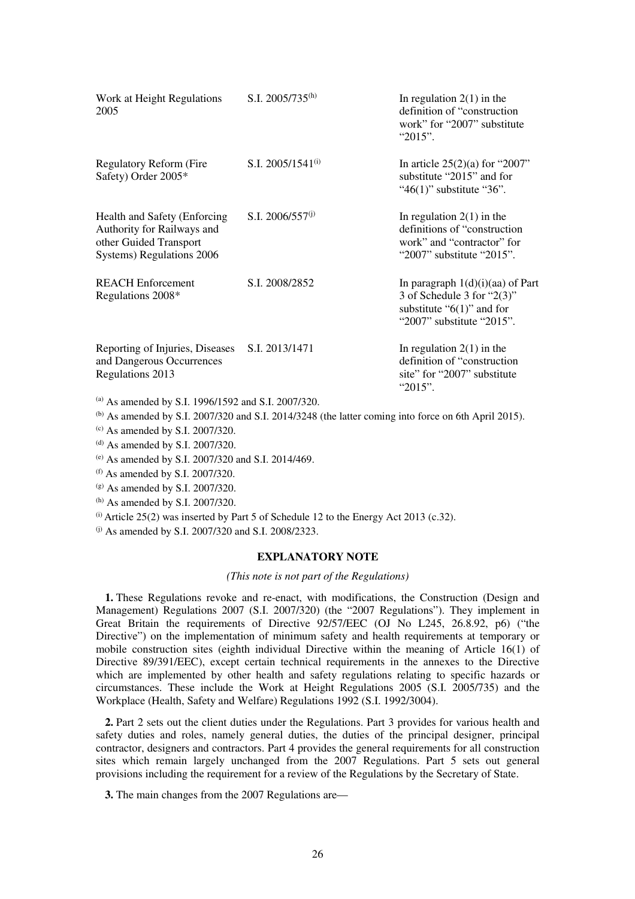| | | |
|---|---|---|
| Work at Height Regulations 2005 | S.I. 2005/735[(h)] | In regulation 2(1) in the definition of "construction work" for "2007" substitute "2015". |
| Regulatory Reform (Fire Safety) Order 2005* | S.I. 2005/1541[(i)] | In article 25(2)(a) for "2007" substitute "2015" and for "46(1)" substitute "36". |
| Health and Safety (Enforcing Authority for Railways and other Guided Transport Systems) Regulations 2006 | S.I. 2006/557[(j)] | In regulation 2(1) in the definitions of "construction work" and "contractor" for "2007" substitute "2015". |
| REACH Enforcement Regulations 2008* | S.I. 2008/2852 | In paragraph 1(d)(i)(aa) of Part 3 of Schedule 3 for "2(3)" substitute "6(1)" and for "2007" substitute "2015". |
| Reporting of Injuries, Diseases and Dangerous Occurrences Regulations 2013 | S.I. 2013/1471 | In regulation 2(1) in the definition of "construction site" for "2007" substitute "2015". |

[(a)] As amended by S.I. 1996/1592 and S.I. 2007/320.

[(b)] As amended by S.I. 2007/320 and S.I. 2014/3248 (the latter coming into force on 6th April 2015).

[(c)] As amended by S.I. 2007/320.

[(d)] As amended by S.I. 2007/320.

[(e)] As amended by S.I. 2007/320 and S.I. 2014/469.

[(f)] As amended by S.I. 2007/320.

[(g)] As amended by S.I. 2007/320.

[(h)] As amended by S.I. 2007/320.

[(i)] Article 25(2) was inserted by Part 5 of Schedule 12 to the Energy Act 2013 (c.32).

[(j)] As amended by S.I. 2007/320 and S.I. 2008/2323.

## EXPLANATORY NOTE

*(This note is not part of the Regulations)*

**1.** These Regulations revoke and re-enact, with modifications, the Construction (Design and Management) Regulations 2007 (S.I. 2007/320) (the "2007 Regulations"). They implement in Great Britain the requirements of Directive 92/57/EEC (OJ No L245, 26.8.92, p6) ("the Directive") on the implementation of minimum safety and health requirements at temporary or mobile construction sites (eighth individual Directive within the meaning of Article 16(1) of Directive 89/391/EEC), except certain technical requirements in the annexes to the Directive which are implemented by other health and safety regulations relating to specific hazards or circumstances. These include the Work at Height Regulations 2005 (S.I. 2005/735) and the Workplace (Health, Safety and Welfare) Regulations 1992 (S.I. 1992/3004).

**2.** Part 2 sets out the client duties under the Regulations. Part 3 provides for various health and safety duties and roles, namely general duties, the duties of the principal designer, principal contractor, designers and contractors. Part 4 provides the general requirements for all construction sites which remain largely unchanged from the 2007 Regulations. Part 5 sets out general provisions including the requirement for a review of the Regulations by the Secretary of State.

**3.** The main changes from the 2007 Regulations are—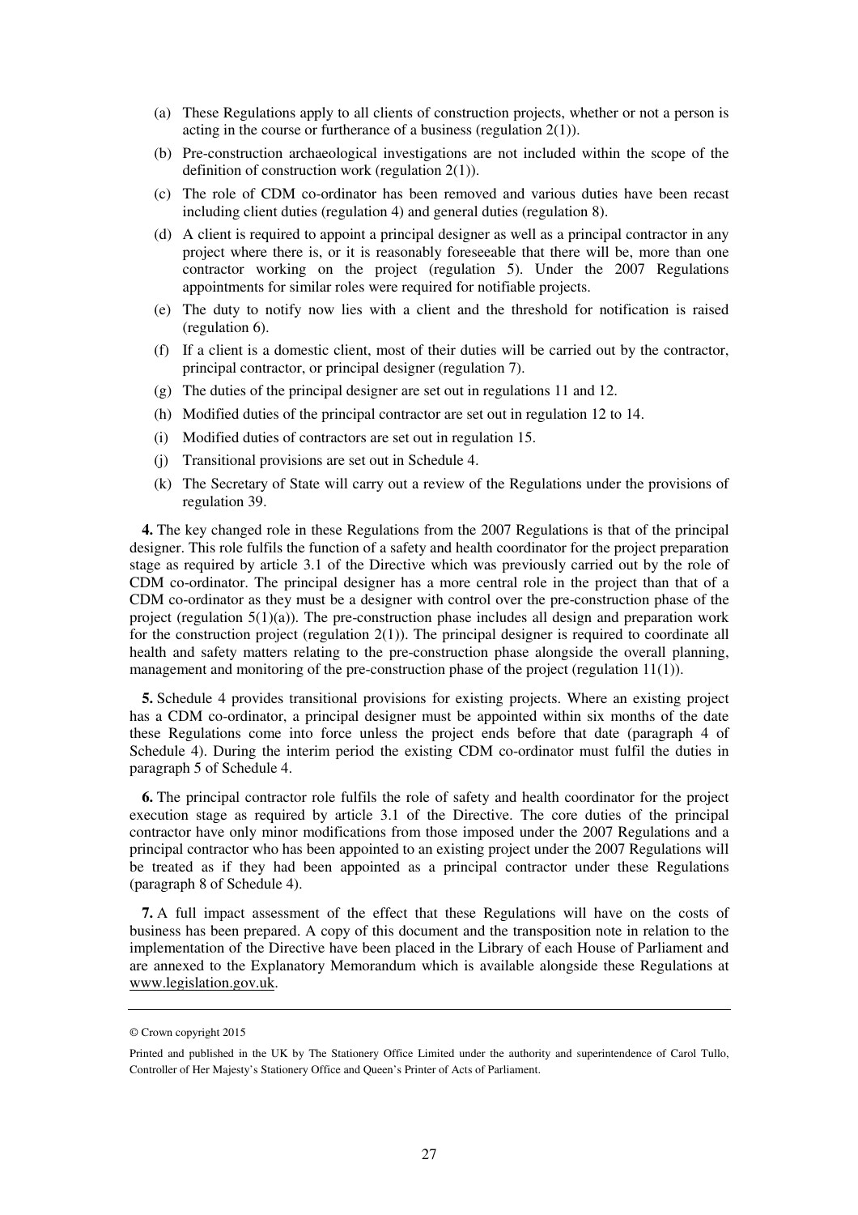(a) These Regulations apply to all clients of construction projects, whether or not a person is acting in the course or furtherance of a business (regulation 2(1)).

(b) Pre-construction archaeological investigations are not included within the scope of the definition of construction work (regulation 2(1)).

(c) The role of CDM co-ordinator has been removed and various duties have been recast including client duties (regulation 4) and general duties (regulation 8).

(d) A client is required to appoint a principal designer as well as a principal contractor in any project where there is, or it is reasonably foreseeable that there will be, more than one contractor working on the project (regulation 5). Under the 2007 Regulations appointments for similar roles were required for notifiable projects.

(e) The duty to notify now lies with a client and the threshold for notification is raised (regulation 6).

(f) If a client is a domestic client, most of their duties will be carried out by the contractor, principal contractor, or principal designer (regulation 7).

(g) The duties of the principal designer are set out in regulations 11 and 12.

(h) Modified duties of the principal contractor are set out in regulation 12 to 14.

(i) Modified duties of contractors are set out in regulation 15.

(j) Transitional provisions are set out in Schedule 4.

(k) The Secretary of State will carry out a review of the Regulations under the provisions of regulation 39.

**4.** The key changed role in these Regulations from the 2007 Regulations is that of the principal designer. This role fulfils the function of a safety and health coordinator for the project preparation stage as required by article 3.1 of the Directive which was previously carried out by the role of CDM co-ordinator. The principal designer has a more central role in the project than that of a CDM co-ordinator as they must be a designer with control over the pre-construction phase of the project (regulation 5(1)(a)). The pre-construction phase includes all design and preparation work for the construction project (regulation 2(1)). The principal designer is required to coordinate all health and safety matters relating to the pre-construction phase alongside the overall planning, management and monitoring of the pre-construction phase of the project (regulation 11(1)).

**5.** Schedule 4 provides transitional provisions for existing projects. Where an existing project has a CDM co-ordinator, a principal designer must be appointed within six months of the date these Regulations come into force unless the project ends before that date (paragraph 4 of Schedule 4). During the interim period the existing CDM co-ordinator must fulfil the duties in paragraph 5 of Schedule 4.

**6.** The principal contractor role fulfils the role of safety and health coordinator for the project execution stage as required by article 3.1 of the Directive. The core duties of the principal contractor have only minor modifications from those imposed under the 2007 Regulations and a principal contractor who has been appointed to an existing project under the 2007 Regulations will be treated as if they had been appointed as a principal contractor under these Regulations (paragraph 8 of Schedule 4).

**7.** A full impact assessment of the effect that these Regulations will have on the costs of business has been prepared. A copy of this document and the transposition note in relation to the implementation of the Directive have been placed in the Library of each House of Parliament and are annexed to the Explanatory Memorandum which is available alongside these Regulations at www.legislation.gov.uk.

---

© Crown copyright 2015

Printed and published in the UK by The Stationery Office Limited under the authority and superintendence of Carol Tullo, Controller of Her Majesty's Stationery Office and Queen's Printer of Acts of Parliament.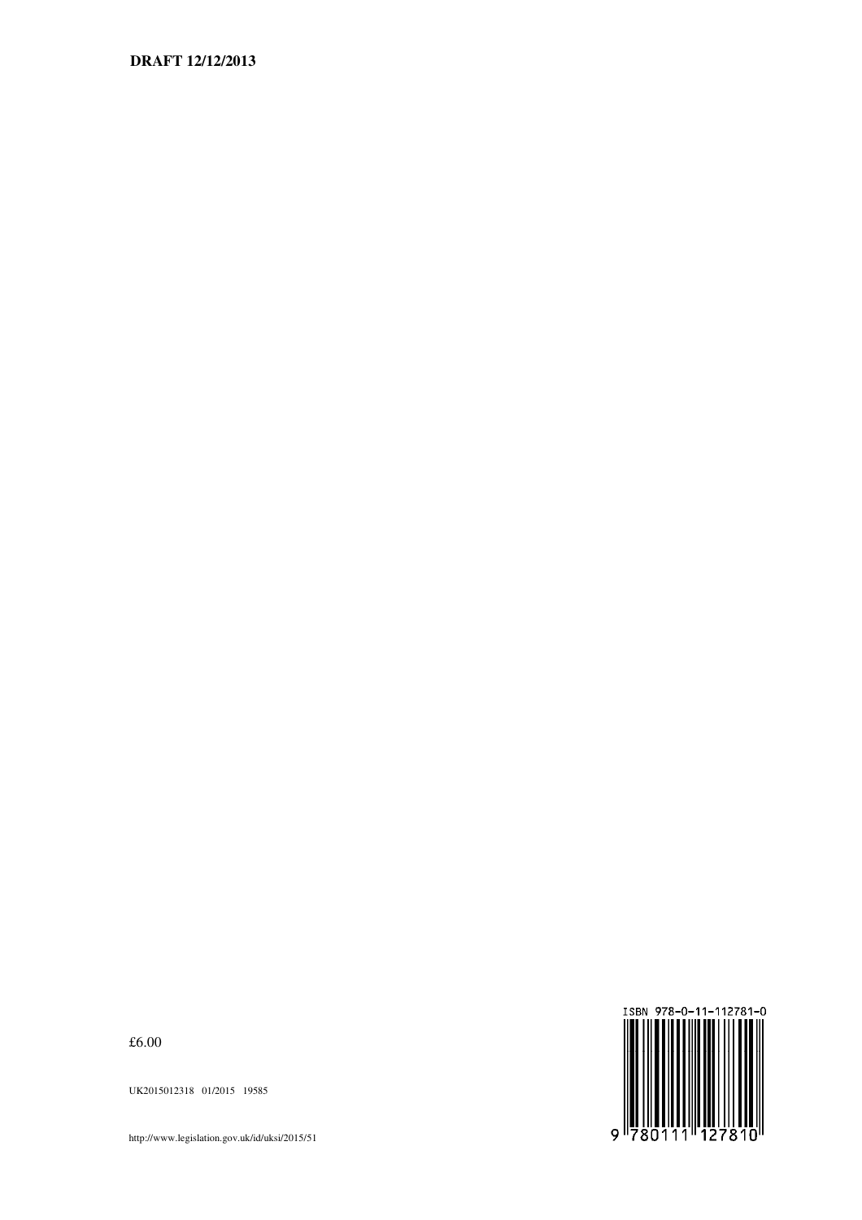**DRAFT 12/12/2013**

£6.00

UK2015012318 01/2015 19585

http://www.legislation.gov.uk/id/uksi/2015/51

ISBN 978-0-11-112781-0

9 780111 127810